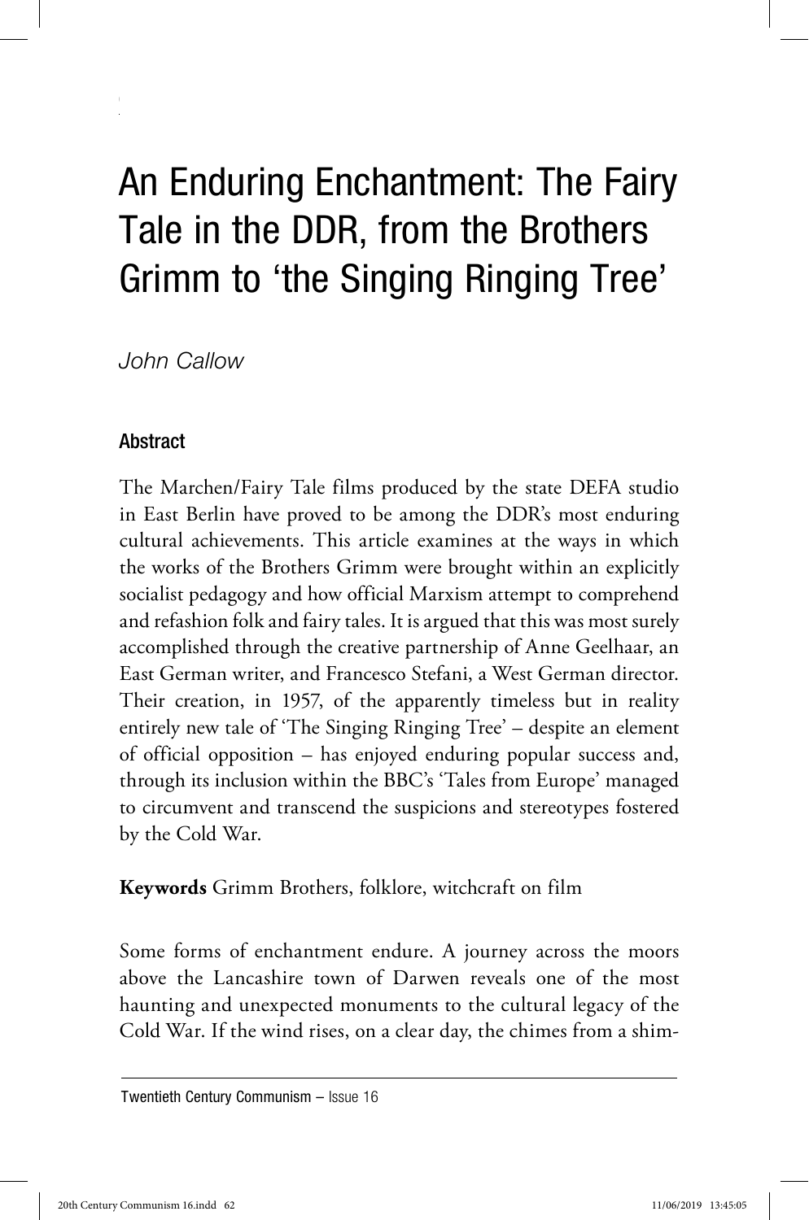# An Enduring Enchantment: The Fairy Tale in the DDR, from the Brothers Grimm to 'the Singing Ringing Tree'

*John Callow*

## Abstract

The Marchen/Fairy Tale films produced by the state DEFA studio in East Berlin have proved to be among the DDR's most enduring cultural achievements. This article examines at the ways in which the works of the Brothers Grimm were brought within an explicitly socialist pedagogy and how official Marxism attempt to comprehend and refashion folk and fairy tales. It is argued that this was most surely accomplished through the creative partnership of Anne Geelhaar, an East German writer, and Francesco Stefani, a West German director. Their creation, in 1957, of the apparently timeless but in reality entirely new tale of 'The Singing Ringing Tree' – despite an element of official opposition – has enjoyed enduring popular success and, through its inclusion within the BBC's 'Tales from Europe' managed to circumvent and transcend the suspicions and stereotypes fostered by the Cold War.

**Keywords** Grimm Brothers, folklore, witchcraft on film

Some forms of enchantment endure. A journey across the moors above the Lancashire town of Darwen reveals one of the most haunting and unexpected monuments to the cultural legacy of the Cold War. If the wind rises, on a clear day, the chimes from a shim-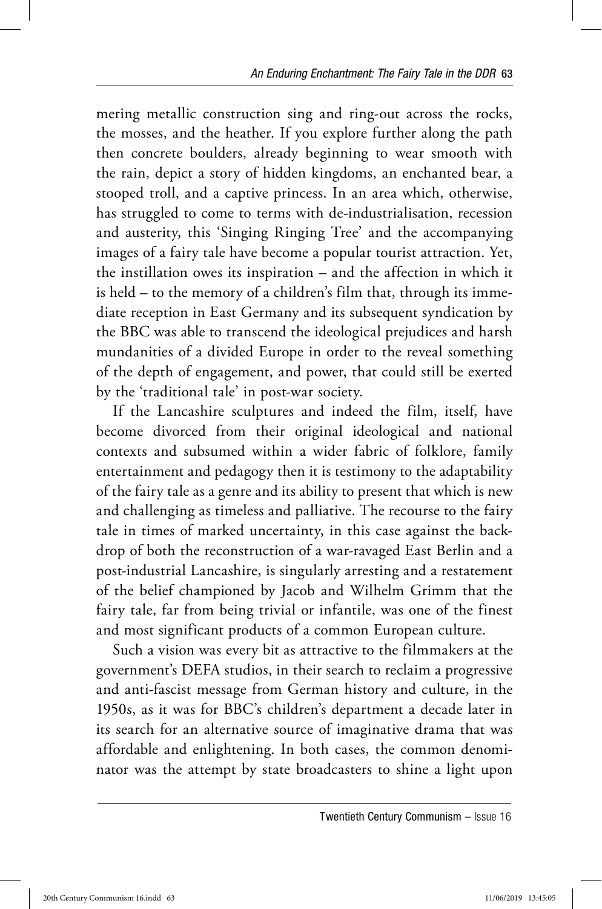mering metallic construction sing and ring-out across the rocks, the mosses, and the heather. If you explore further along the path then concrete boulders, already beginning to wear smooth with the rain, depict a story of hidden kingdoms, an enchanted bear, a stooped troll, and a captive princess. In an area which, otherwise, has struggled to come to terms with de-industrialisation, recession and austerity, this 'Singing Ringing Tree' and the accompanying images of a fairy tale have become a popular tourist attraction. Yet, the instillation owes its inspiration – and the affection in which it is held – to the memory of a children's film that, through its immediate reception in East Germany and its subsequent syndication by the BBC was able to transcend the ideological prejudices and harsh mundanities of a divided Europe in order to the reveal something of the depth of engagement, and power, that could still be exerted by the 'traditional tale' in post-war society.

If the Lancashire sculptures and indeed the film, itself, have become divorced from their original ideological and national contexts and subsumed within a wider fabric of folklore, family entertainment and pedagogy then it is testimony to the adaptability of the fairy tale as a genre and its ability to present that which is new and challenging as timeless and palliative. The recourse to the fairy tale in times of marked uncertainty, in this case against the backdrop of both the reconstruction of a war-ravaged East Berlin and a post-industrial Lancashire, is singularly arresting and a restatement of the belief championed by Jacob and Wilhelm Grimm that the fairy tale, far from being trivial or infantile, was one of the finest and most significant products of a common European culture.

Such a vision was every bit as attractive to the filmmakers at the government's DEFA studios, in their search to reclaim a progressive and anti-fascist message from German history and culture, in the 1950s, as it was for BBC's children's department a decade later in its search for an alternative source of imaginative drama that was affordable and enlightening. In both cases, the common denominator was the attempt by state broadcasters to shine a light upon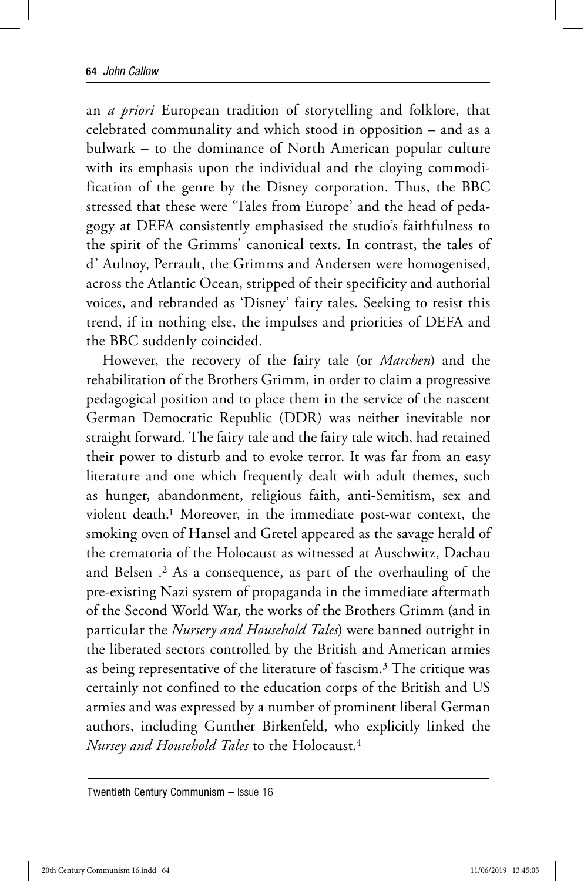an *a priori* European tradition of storytelling and folklore, that celebrated communality and which stood in opposition – and as a bulwark – to the dominance of North American popular culture with its emphasis upon the individual and the cloying commodification of the genre by the Disney corporation. Thus, the BBC stressed that these were 'Tales from Europe' and the head of pedagogy at DEFA consistently emphasised the studio's faithfulness to the spirit of the Grimms' canonical texts. In contrast, the tales of d' Aulnoy, Perrault, the Grimms and Andersen were homogenised, across the Atlantic Ocean, stripped of their specificity and authorial voices, and rebranded as 'Disney' fairy tales. Seeking to resist this trend, if in nothing else, the impulses and priorities of DEFA and the BBC suddenly coincided.

However, the recovery of the fairy tale (or *Marchen*) and the rehabilitation of the Brothers Grimm, in order to claim a progressive pedagogical position and to place them in the service of the nascent German Democratic Republic (DDR) was neither inevitable nor straight forward. The fairy tale and the fairy tale witch, had retained their power to disturb and to evoke terror. It was far from an easy literature and one which frequently dealt with adult themes, such as hunger, abandonment, religious faith, anti-Semitism, sex and violent death.[1] Moreover, in the immediate post-war context, the smoking oven of Hansel and Gretel appeared as the savage herald of the crematoria of the Holocaust as witnessed at Auschwitz, Dachau and Belsen .[2] As a consequence, as part of the overhauling of the pre-existing Nazi system of propaganda in the immediate aftermath of the Second World War, the works of the Brothers Grimm (and in particular the *Nursery and Household Tales*) were banned outright in the liberated sectors controlled by the British and American armies as being representative of the literature of fascism.[3] The critique was certainly not confined to the education corps of the British and US armies and was expressed by a number of prominent liberal German authors, including Gunther Birkenfeld, who explicitly linked the *Nursey and Household Tales* to the Holocaust.[4]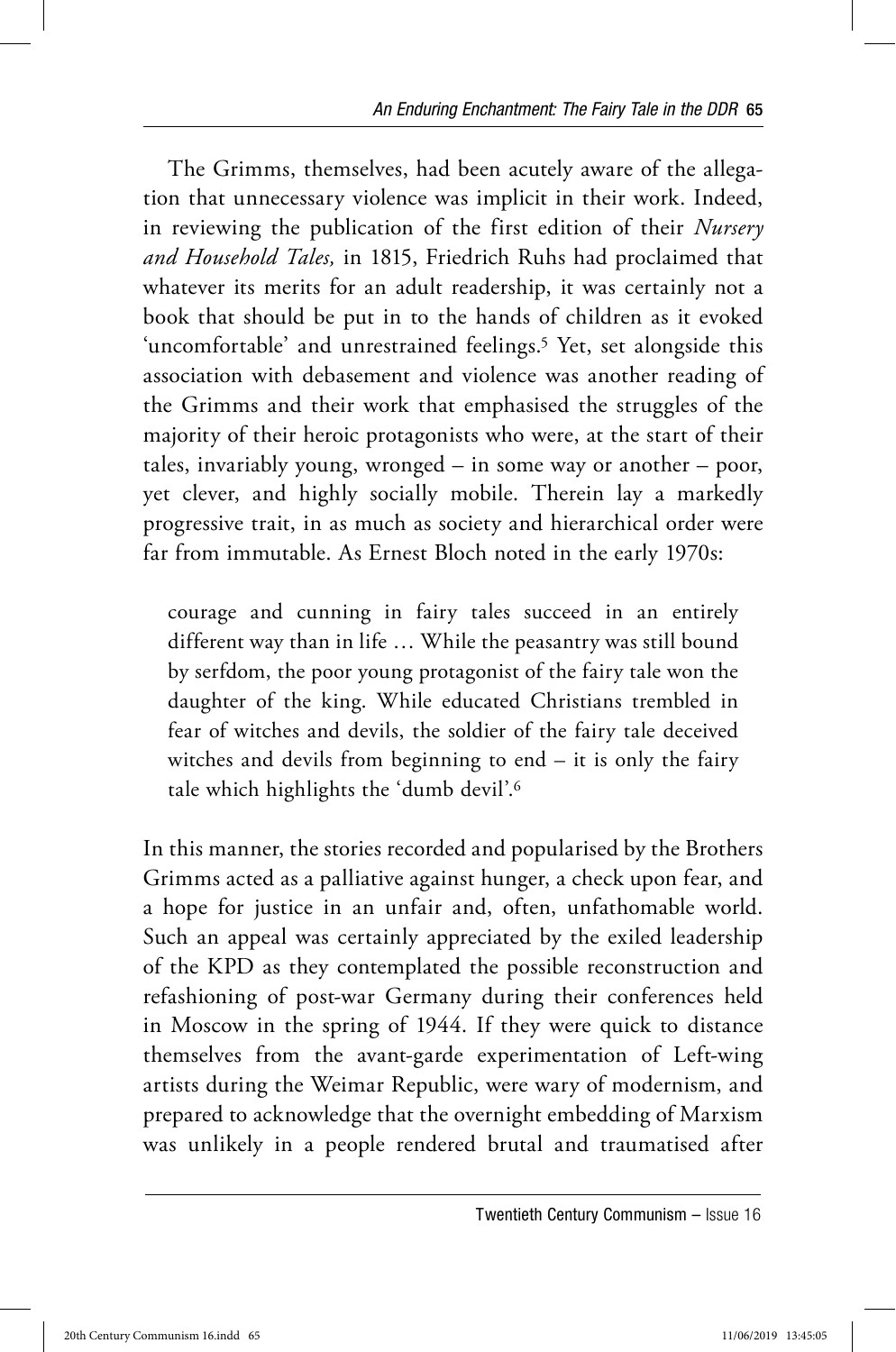The Grimms, themselves, had been acutely aware of the allegation that unnecessary violence was implicit in their work. Indeed, in reviewing the publication of the first edition of their *Nursery and Household Tales,* in 1815, Friedrich Ruhs had proclaimed that whatever its merits for an adult readership, it was certainly not a book that should be put in to the hands of children as it evoked 'uncomfortable' and unrestrained feelings.[5] Yet, set alongside this association with debasement and violence was another reading of the Grimms and their work that emphasised the struggles of the majority of their heroic protagonists who were, at the start of their tales, invariably young, wronged – in some way or another – poor, yet clever, and highly socially mobile. Therein lay a markedly progressive trait, in as much as society and hierarchical order were far from immutable. As Ernest Bloch noted in the early 1970s:

> courage and cunning in fairy tales succeed in an entirely different way than in life … While the peasantry was still bound by serfdom, the poor young protagonist of the fairy tale won the daughter of the king. While educated Christians trembled in fear of witches and devils, the soldier of the fairy tale deceived witches and devils from beginning to end – it is only the fairy tale which highlights the 'dumb devil'.[6]

In this manner, the stories recorded and popularised by the Brothers Grimms acted as a palliative against hunger, a check upon fear, and a hope for justice in an unfair and, often, unfathomable world. Such an appeal was certainly appreciated by the exiled leadership of the KPD as they contemplated the possible reconstruction and refashioning of post-war Germany during their conferences held in Moscow in the spring of 1944. If they were quick to distance themselves from the avant-garde experimentation of Left-wing artists during the Weimar Republic, were wary of modernism, and prepared to acknowledge that the overnight embedding of Marxism was unlikely in a people rendered brutal and traumatised after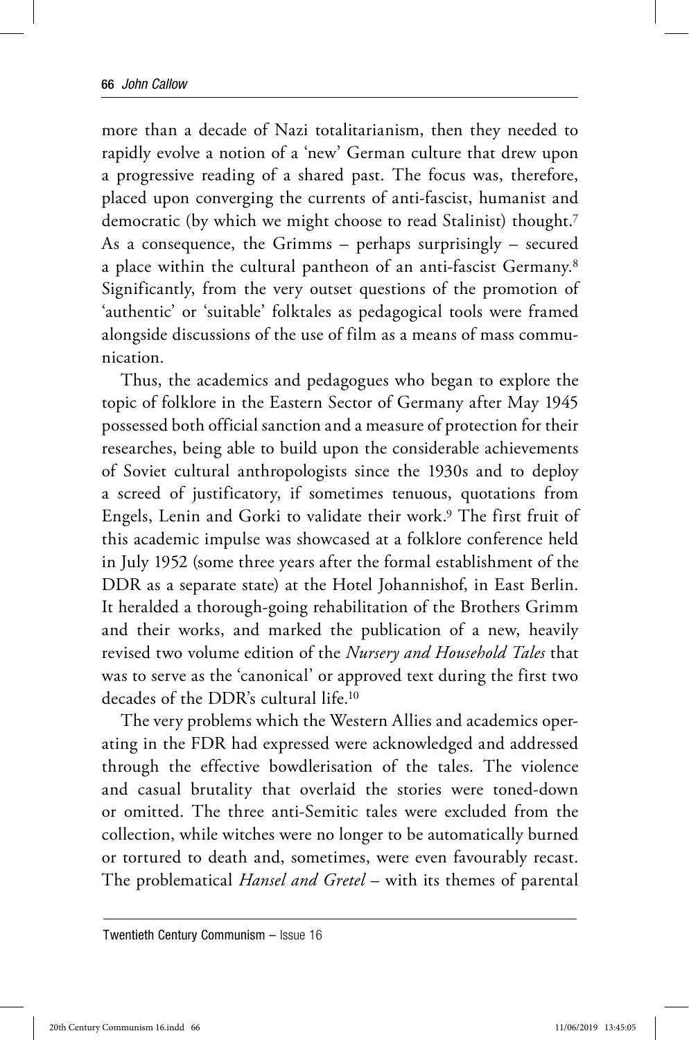more than a decade of Nazi totalitarianism, then they needed to rapidly evolve a notion of a 'new' German culture that drew upon a progressive reading of a shared past. The focus was, therefore, placed upon converging the currents of anti-fascist, humanist and democratic (by which we might choose to read Stalinist) thought.[7] As a consequence, the Grimms – perhaps surprisingly – secured a place within the cultural pantheon of an anti-fascist Germany.[8] Significantly, from the very outset questions of the promotion of 'authentic' or 'suitable' folktales as pedagogical tools were framed alongside discussions of the use of film as a means of mass communication.

Thus, the academics and pedagogues who began to explore the topic of folklore in the Eastern Sector of Germany after May 1945 possessed both official sanction and a measure of protection for their researches, being able to build upon the considerable achievements of Soviet cultural anthropologists since the 1930s and to deploy a screed of justificatory, if sometimes tenuous, quotations from Engels, Lenin and Gorki to validate their work.[9] The first fruit of this academic impulse was showcased at a folklore conference held in July 1952 (some three years after the formal establishment of the DDR as a separate state) at the Hotel Johannishof, in East Berlin. It heralded a thorough-going rehabilitation of the Brothers Grimm and their works, and marked the publication of a new, heavily revised two volume edition of the *Nursery and Household Tales* that was to serve as the 'canonical' or approved text during the first two decades of the DDR's cultural life.[10]

The very problems which the Western Allies and academics operating in the FDR had expressed were acknowledged and addressed through the effective bowdlerisation of the tales. The violence and casual brutality that overlaid the stories were toned-down or omitted. The three anti-Semitic tales were excluded from the collection, while witches were no longer to be automatically burned or tortured to death and, sometimes, were even favourably recast. The problematical *Hansel and Gretel* – with its themes of parental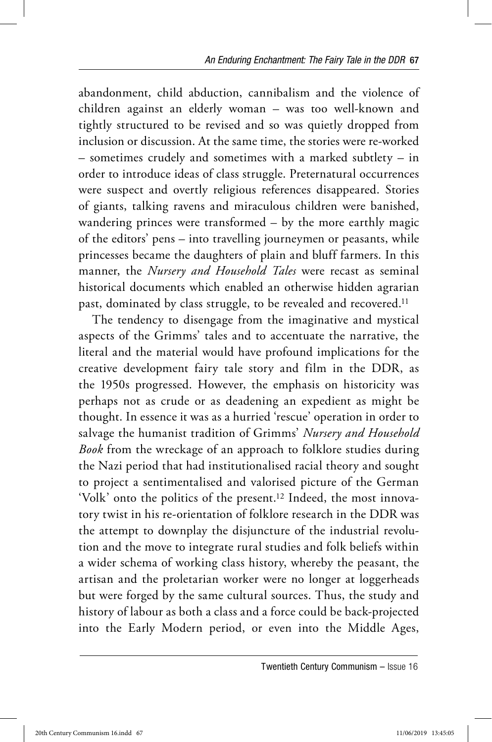abandonment, child abduction, cannibalism and the violence of children against an elderly woman – was too well-known and tightly structured to be revised and so was quietly dropped from inclusion or discussion. At the same time, the stories were re-worked – sometimes crudely and sometimes with a marked subtlety – in order to introduce ideas of class struggle. Preternatural occurrences were suspect and overtly religious references disappeared. Stories of giants, talking ravens and miraculous children were banished, wandering princes were transformed – by the more earthly magic of the editors' pens – into travelling journeymen or peasants, while princesses became the daughters of plain and bluff farmers. In this manner, the *Nursery and Household Tales* were recast as seminal historical documents which enabled an otherwise hidden agrarian past, dominated by class struggle, to be revealed and recovered.[11]

The tendency to disengage from the imaginative and mystical aspects of the Grimms' tales and to accentuate the narrative, the literal and the material would have profound implications for the creative development fairy tale story and film in the DDR, as the 1950s progressed. However, the emphasis on historicity was perhaps not as crude or as deadening an expedient as might be thought. In essence it was as a hurried 'rescue' operation in order to salvage the humanist tradition of Grimms' *Nursery and Household Book* from the wreckage of an approach to folklore studies during the Nazi period that had institutionalised racial theory and sought to project a sentimentalised and valorised picture of the German 'Volk' onto the politics of the present.[12] Indeed, the most innovatory twist in his re-orientation of folklore research in the DDR was the attempt to downplay the disjuncture of the industrial revolution and the move to integrate rural studies and folk beliefs within a wider schema of working class history, whereby the peasant, the artisan and the proletarian worker were no longer at loggerheads but were forged by the same cultural sources. Thus, the study and history of labour as both a class and a force could be back-projected into the Early Modern period, or even into the Middle Ages,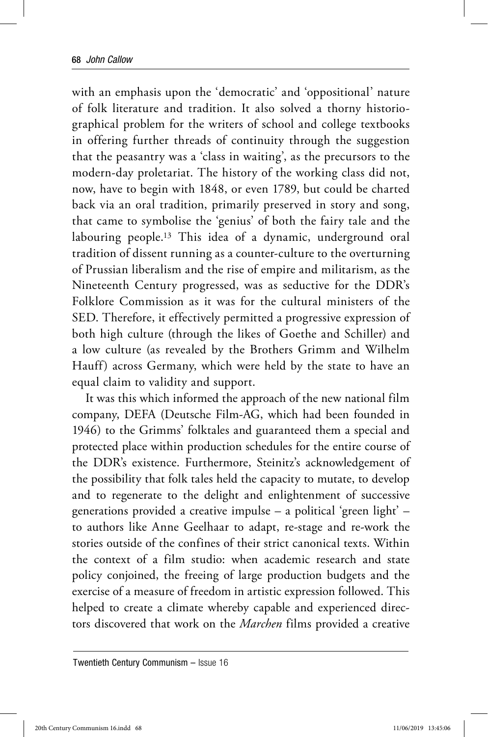with an emphasis upon the 'democratic' and 'oppositional' nature of folk literature and tradition. It also solved a thorny historiographical problem for the writers of school and college textbooks in offering further threads of continuity through the suggestion that the peasantry was a 'class in waiting', as the precursors to the modern-day proletariat. The history of the working class did not, now, have to begin with 1848, or even 1789, but could be charted back via an oral tradition, primarily preserved in story and song, that came to symbolise the 'genius' of both the fairy tale and the labouring people.[13] This idea of a dynamic, underground oral tradition of dissent running as a counter-culture to the overturning of Prussian liberalism and the rise of empire and militarism, as the Nineteenth Century progressed, was as seductive for the DDR's Folklore Commission as it was for the cultural ministers of the SED. Therefore, it effectively permitted a progressive expression of both high culture (through the likes of Goethe and Schiller) and a low culture (as revealed by the Brothers Grimm and Wilhelm Hauff) across Germany, which were held by the state to have an equal claim to validity and support.

It was this which informed the approach of the new national film company, DEFA (Deutsche Film-AG, which had been founded in 1946) to the Grimms' folktales and guaranteed them a special and protected place within production schedules for the entire course of the DDR's existence. Furthermore, Steinitz's acknowledgement of the possibility that folk tales held the capacity to mutate, to develop and to regenerate to the delight and enlightenment of successive generations provided a creative impulse – a political 'green light' – to authors like Anne Geelhaar to adapt, re-stage and re-work the stories outside of the confines of their strict canonical texts. Within the context of a film studio: when academic research and state policy conjoined, the freeing of large production budgets and the exercise of a measure of freedom in artistic expression followed. This helped to create a climate whereby capable and experienced directors discovered that work on the *Marchen* films provided a creative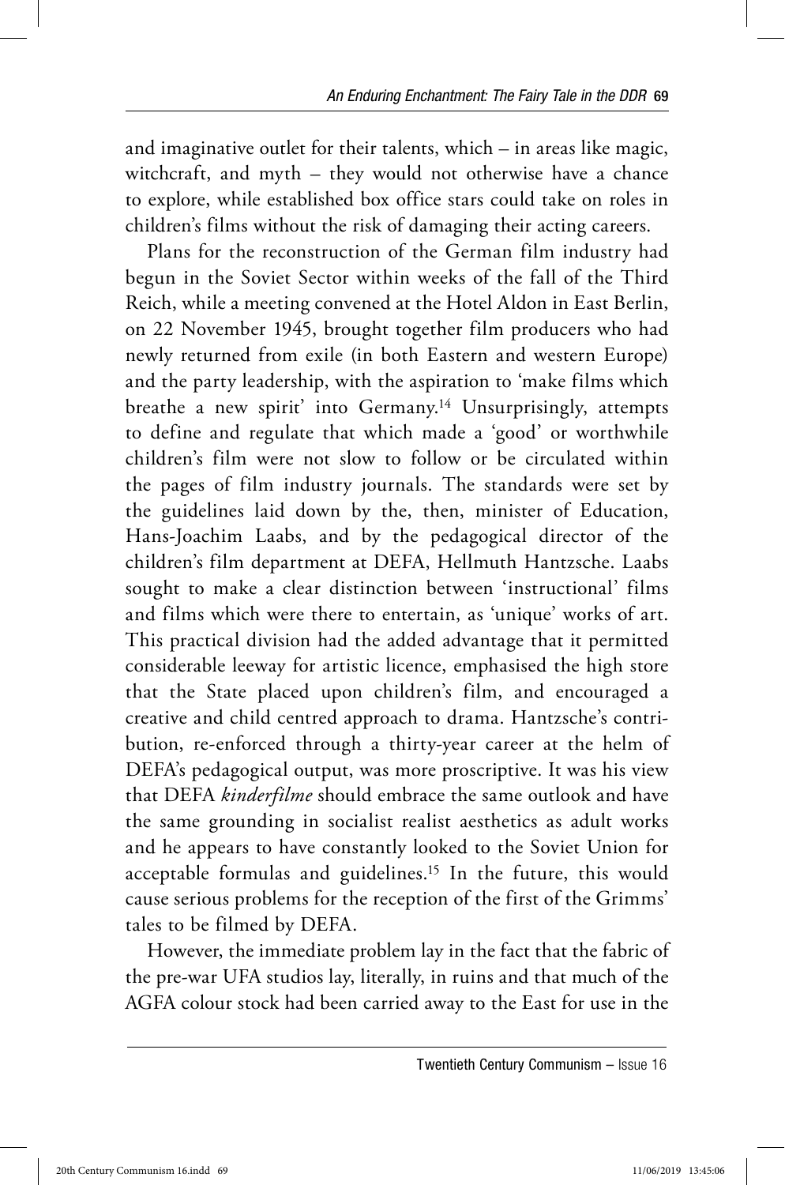and imaginative outlet for their talents, which – in areas like magic, witchcraft, and myth – they would not otherwise have a chance to explore, while established box office stars could take on roles in children's films without the risk of damaging their acting careers.

Plans for the reconstruction of the German film industry had begun in the Soviet Sector within weeks of the fall of the Third Reich, while a meeting convened at the Hotel Aldon in East Berlin, on 22 November 1945, brought together film producers who had newly returned from exile (in both Eastern and western Europe) and the party leadership, with the aspiration to 'make films which breathe a new spirit' into Germany.[14] Unsurprisingly, attempts to define and regulate that which made a 'good' or worthwhile children's film were not slow to follow or be circulated within the pages of film industry journals. The standards were set by the guidelines laid down by the, then, minister of Education, Hans-Joachim Laabs, and by the pedagogical director of the children's film department at DEFA, Hellmuth Hantzsche. Laabs sought to make a clear distinction between 'instructional' films and films which were there to entertain, as 'unique' works of art. This practical division had the added advantage that it permitted considerable leeway for artistic licence, emphasised the high store that the State placed upon children's film, and encouraged a creative and child centred approach to drama. Hantzsche's contribution, re-enforced through a thirty-year career at the helm of DEFA's pedagogical output, was more proscriptive. It was his view that DEFA *kinderfilme* should embrace the same outlook and have the same grounding in socialist realist aesthetics as adult works and he appears to have constantly looked to the Soviet Union for acceptable formulas and guidelines.[15] In the future, this would cause serious problems for the reception of the first of the Grimms' tales to be filmed by DEFA.

However, the immediate problem lay in the fact that the fabric of the pre-war UFA studios lay, literally, in ruins and that much of the AGFA colour stock had been carried away to the East for use in the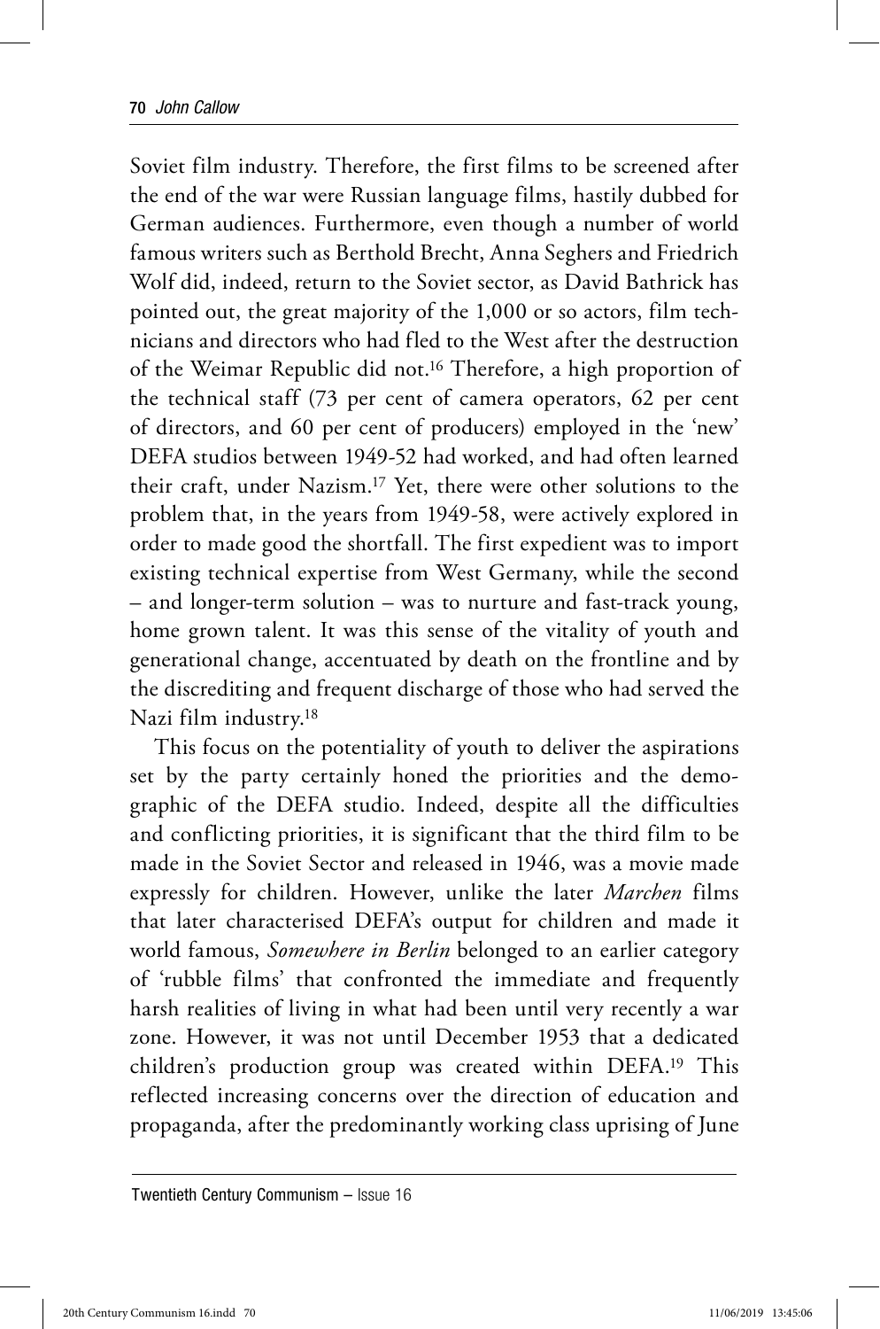Soviet film industry. Therefore, the first films to be screened after the end of the war were Russian language films, hastily dubbed for German audiences. Furthermore, even though a number of world famous writers such as Berthold Brecht, Anna Seghers and Friedrich Wolf did, indeed, return to the Soviet sector, as David Bathrick has pointed out, the great majority of the 1,000 or so actors, film technicians and directors who had fled to the West after the destruction of the Weimar Republic did not.[16] Therefore, a high proportion of the technical staff (73 per cent of camera operators, 62 per cent of directors, and 60 per cent of producers) employed in the 'new' DEFA studios between 1949-52 had worked, and had often learned their craft, under Nazism.[17] Yet, there were other solutions to the problem that, in the years from 1949-58, were actively explored in order to made good the shortfall. The first expedient was to import existing technical expertise from West Germany, while the second – and longer-term solution – was to nurture and fast-track young, home grown talent. It was this sense of the vitality of youth and generational change, accentuated by death on the frontline and by the discrediting and frequent discharge of those who had served the Nazi film industry.[18]

This focus on the potentiality of youth to deliver the aspirations set by the party certainly honed the priorities and the demographic of the DEFA studio. Indeed, despite all the difficulties and conflicting priorities, it is significant that the third film to be made in the Soviet Sector and released in 1946, was a movie made expressly for children. However, unlike the later *Marchen* films that later characterised DEFA's output for children and made it world famous, *Somewhere in Berlin* belonged to an earlier category of 'rubble films' that confronted the immediate and frequently harsh realities of living in what had been until very recently a war zone. However, it was not until December 1953 that a dedicated children's production group was created within DEFA.[19] This reflected increasing concerns over the direction of education and propaganda, after the predominantly working class uprising of June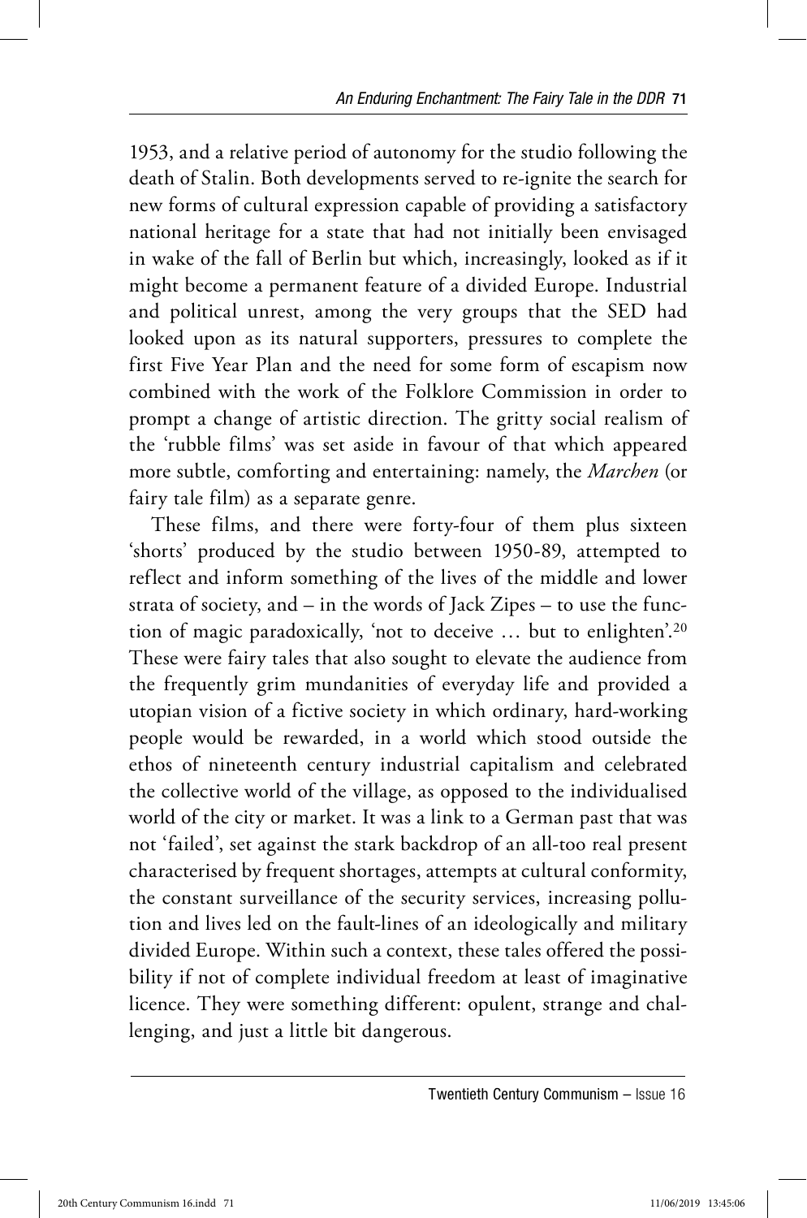1953, and a relative period of autonomy for the studio following the death of Stalin. Both developments served to re-ignite the search for new forms of cultural expression capable of providing a satisfactory national heritage for a state that had not initially been envisaged in wake of the fall of Berlin but which, increasingly, looked as if it might become a permanent feature of a divided Europe. Industrial and political unrest, among the very groups that the SED had looked upon as its natural supporters, pressures to complete the first Five Year Plan and the need for some form of escapism now combined with the work of the Folklore Commission in order to prompt a change of artistic direction. The gritty social realism of the 'rubble films' was set aside in favour of that which appeared more subtle, comforting and entertaining: namely, the *Marchen* (or fairy tale film) as a separate genre.

These films, and there were forty-four of them plus sixteen 'shorts' produced by the studio between 1950-89, attempted to reflect and inform something of the lives of the middle and lower strata of society, and – in the words of Jack Zipes – to use the function of magic paradoxically, 'not to deceive … but to enlighten'.[20] These were fairy tales that also sought to elevate the audience from the frequently grim mundanities of everyday life and provided a utopian vision of a fictive society in which ordinary, hard-working people would be rewarded, in a world which stood outside the ethos of nineteenth century industrial capitalism and celebrated the collective world of the village, as opposed to the individualised world of the city or market. It was a link to a German past that was not 'failed', set against the stark backdrop of an all-too real present characterised by frequent shortages, attempts at cultural conformity, the constant surveillance of the security services, increasing pollution and lives led on the fault-lines of an ideologically and military divided Europe. Within such a context, these tales offered the possibility if not of complete individual freedom at least of imaginative licence. They were something different: opulent, strange and challenging, and just a little bit dangerous.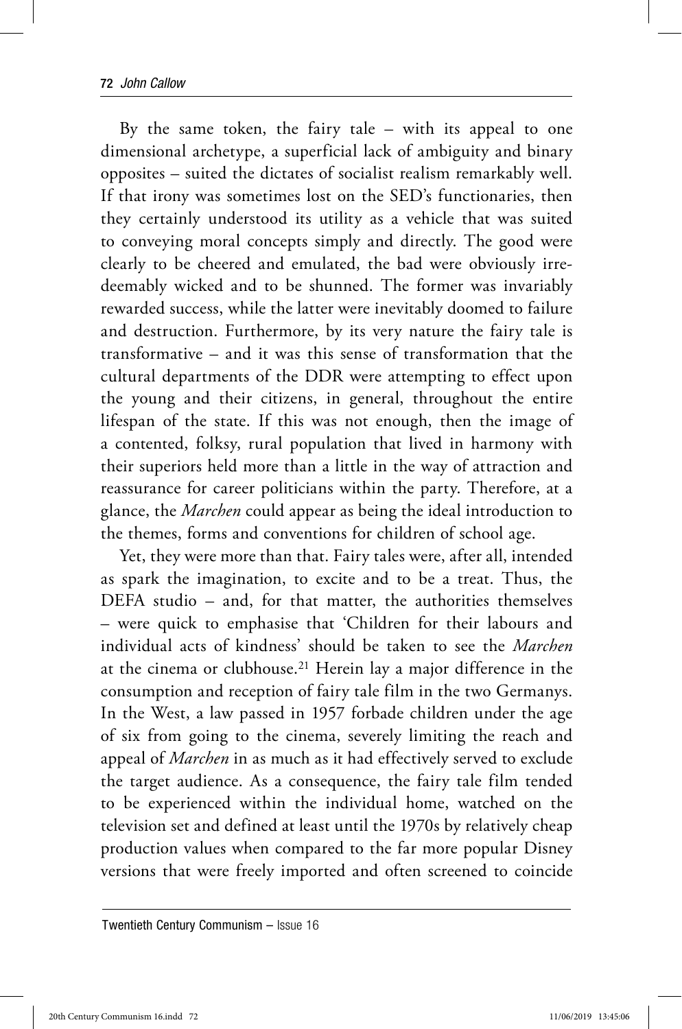By the same token, the fairy tale – with its appeal to one dimensional archetype, a superficial lack of ambiguity and binary opposites – suited the dictates of socialist realism remarkably well. If that irony was sometimes lost on the SED's functionaries, then they certainly understood its utility as a vehicle that was suited to conveying moral concepts simply and directly. The good were clearly to be cheered and emulated, the bad were obviously irredeemably wicked and to be shunned. The former was invariably rewarded success, while the latter were inevitably doomed to failure and destruction. Furthermore, by its very nature the fairy tale is transformative – and it was this sense of transformation that the cultural departments of the DDR were attempting to effect upon the young and their citizens, in general, throughout the entire lifespan of the state. If this was not enough, then the image of a contented, folksy, rural population that lived in harmony with their superiors held more than a little in the way of attraction and reassurance for career politicians within the party. Therefore, at a glance, the *Marchen* could appear as being the ideal introduction to the themes, forms and conventions for children of school age.

Yet, they were more than that. Fairy tales were, after all, intended as spark the imagination, to excite and to be a treat. Thus, the DEFA studio – and, for that matter, the authorities themselves – were quick to emphasise that 'Children for their labours and individual acts of kindness' should be taken to see the *Marchen* at the cinema or clubhouse.[21] Herein lay a major difference in the consumption and reception of fairy tale film in the two Germanys. In the West, a law passed in 1957 forbade children under the age of six from going to the cinema, severely limiting the reach and appeal of *Marchen* in as much as it had effectively served to exclude the target audience. As a consequence, the fairy tale film tended to be experienced within the individual home, watched on the television set and defined at least until the 1970s by relatively cheap production values when compared to the far more popular Disney versions that were freely imported and often screened to coincide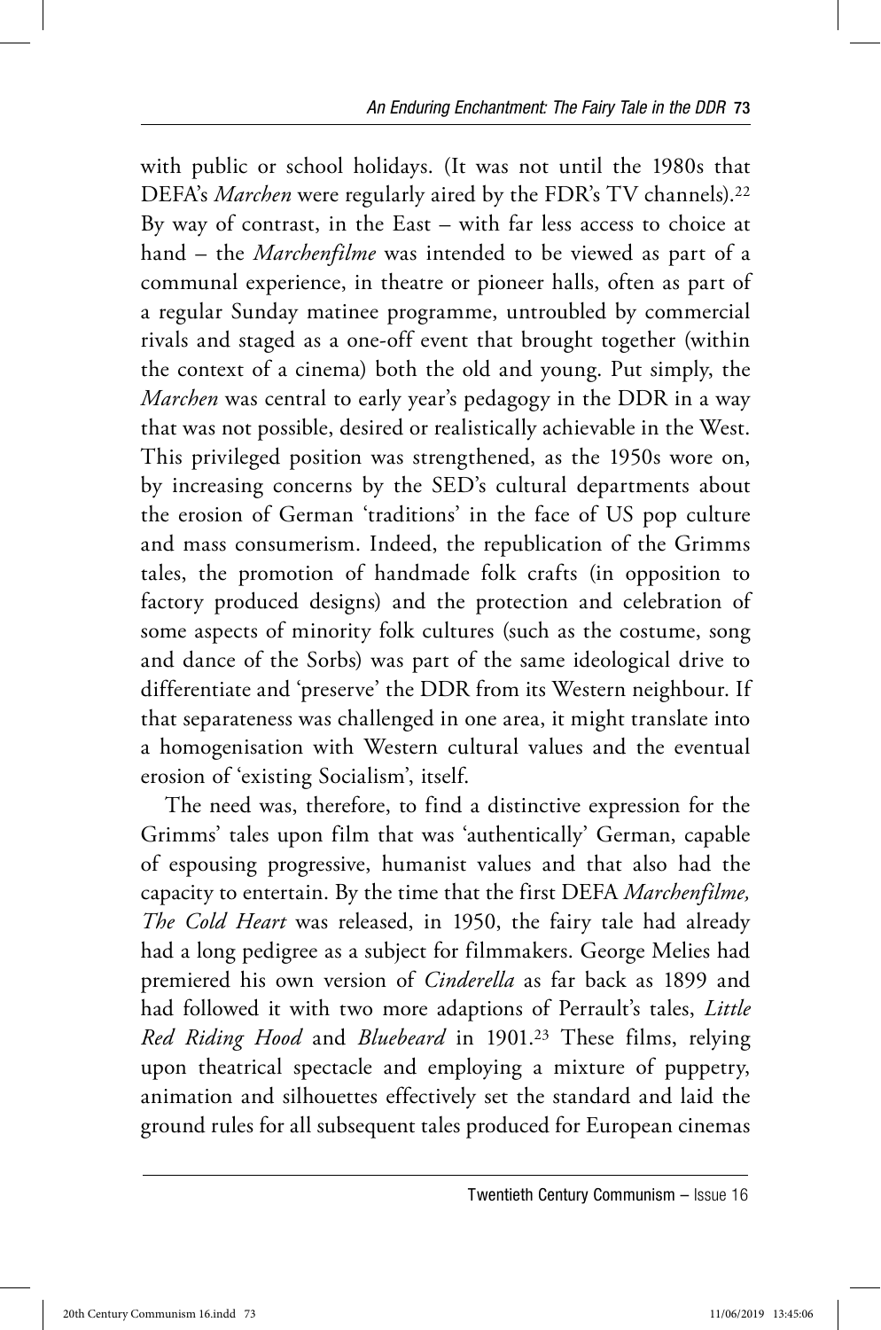with public or school holidays. (It was not until the 1980s that DEFA's *Marchen* were regularly aired by the FDR's TV channels).[22] By way of contrast, in the East – with far less access to choice at hand – the *Marchenfilme* was intended to be viewed as part of a communal experience, in theatre or pioneer halls, often as part of a regular Sunday matinee programme, untroubled by commercial rivals and staged as a one-off event that brought together (within the context of a cinema) both the old and young. Put simply, the *Marchen* was central to early year's pedagogy in the DDR in a way that was not possible, desired or realistically achievable in the West. This privileged position was strengthened, as the 1950s wore on, by increasing concerns by the SED's cultural departments about the erosion of German 'traditions' in the face of US pop culture and mass consumerism. Indeed, the republication of the Grimms tales, the promotion of handmade folk crafts (in opposition to factory produced designs) and the protection and celebration of some aspects of minority folk cultures (such as the costume, song and dance of the Sorbs) was part of the same ideological drive to differentiate and 'preserve' the DDR from its Western neighbour. If that separateness was challenged in one area, it might translate into a homogenisation with Western cultural values and the eventual erosion of 'existing Socialism', itself.

The need was, therefore, to find a distinctive expression for the Grimms' tales upon film that was 'authentically' German, capable of espousing progressive, humanist values and that also had the capacity to entertain. By the time that the first DEFA *Marchenfilme, The Cold Heart* was released, in 1950, the fairy tale had already had a long pedigree as a subject for filmmakers. George Melies had premiered his own version of *Cinderella* as far back as 1899 and had followed it with two more adaptions of Perrault's tales, *Little Red Riding Hood* and *Bluebeard* in 1901.[23] These films, relying upon theatrical spectacle and employing a mixture of puppetry, animation and silhouettes effectively set the standard and laid the ground rules for all subsequent tales produced for European cinemas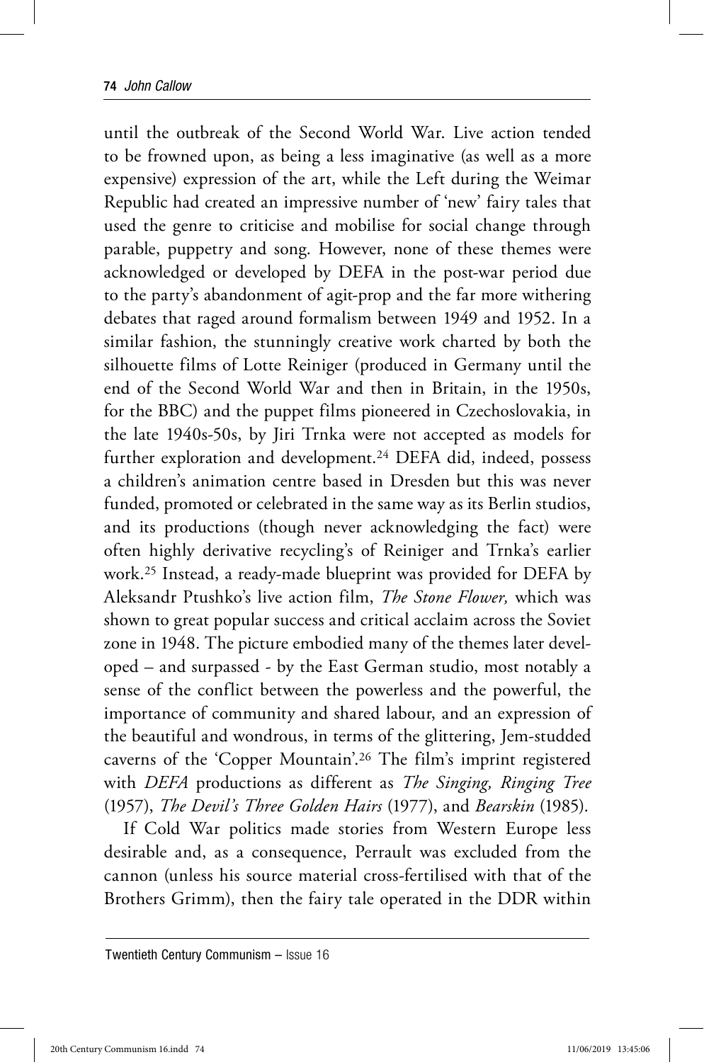until the outbreak of the Second World War. Live action tended to be frowned upon, as being a less imaginative (as well as a more expensive) expression of the art, while the Left during the Weimar Republic had created an impressive number of 'new' fairy tales that used the genre to criticise and mobilise for social change through parable, puppetry and song. However, none of these themes were acknowledged or developed by DEFA in the post-war period due to the party's abandonment of agit-prop and the far more withering debates that raged around formalism between 1949 and 1952. In a similar fashion, the stunningly creative work charted by both the silhouette films of Lotte Reiniger (produced in Germany until the end of the Second World War and then in Britain, in the 1950s, for the BBC) and the puppet films pioneered in Czechoslovakia, in the late 1940s-50s, by Jiri Trnka were not accepted as models for further exploration and development.[24] DEFA did, indeed, possess a children's animation centre based in Dresden but this was never funded, promoted or celebrated in the same way as its Berlin studios, and its productions (though never acknowledging the fact) were often highly derivative recycling's of Reiniger and Trnka's earlier work.[25] Instead, a ready-made blueprint was provided for DEFA by Aleksandr Ptushko's live action film, *The Stone Flower,* which was shown to great popular success and critical acclaim across the Soviet zone in 1948. The picture embodied many of the themes later developed – and surpassed - by the East German studio, most notably a sense of the conflict between the powerless and the powerful, the importance of community and shared labour, and an expression of the beautiful and wondrous, in terms of the glittering, Jem-studded caverns of the 'Copper Mountain'.[26] The film's imprint registered with *DEFA* productions as different as *The Singing, Ringing Tree* (1957), *The Devil's Three Golden Hairs* (1977), and *Bearskin* (1985).

If Cold War politics made stories from Western Europe less desirable and, as a consequence, Perrault was excluded from the cannon (unless his source material cross-fertilised with that of the Brothers Grimm), then the fairy tale operated in the DDR within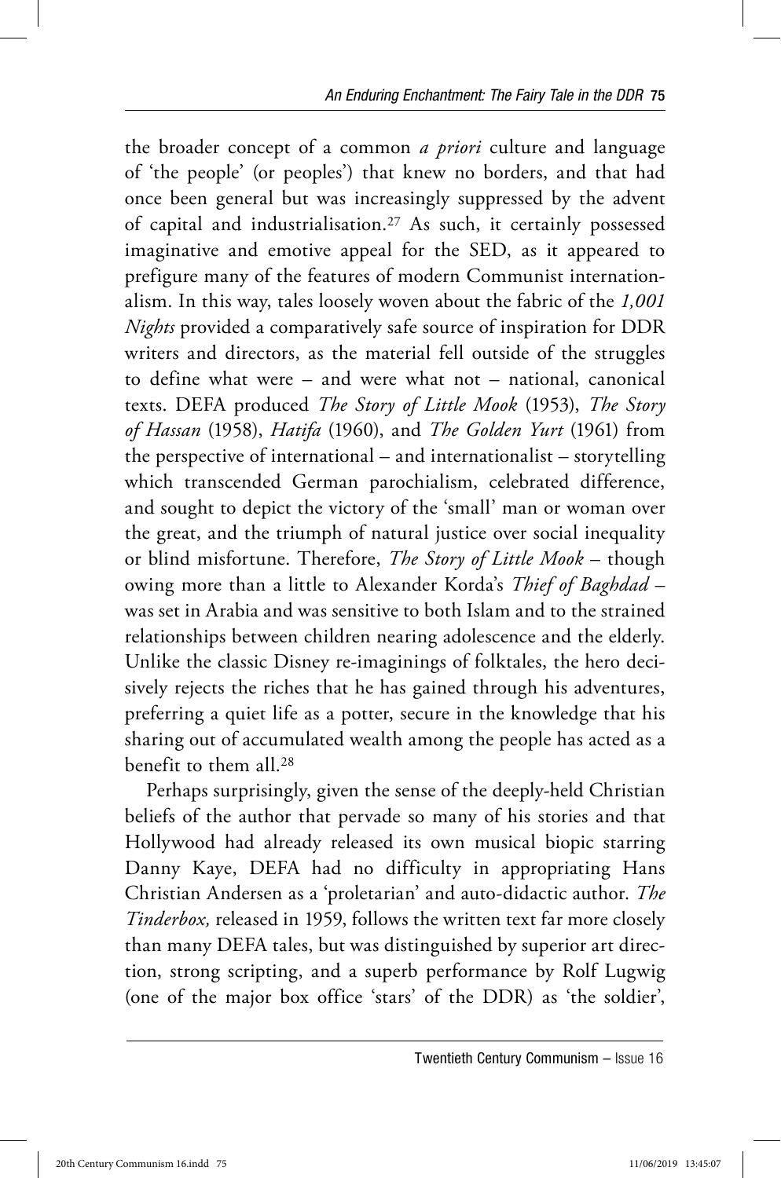the broader concept of a common *a priori* culture and language of 'the people' (or peoples') that knew no borders, and that had once been general but was increasingly suppressed by the advent of capital and industrialisation.[27] As such, it certainly possessed imaginative and emotive appeal for the SED, as it appeared to prefigure many of the features of modern Communist internationalism. In this way, tales loosely woven about the fabric of the *1,001 Nights* provided a comparatively safe source of inspiration for DDR writers and directors, as the material fell outside of the struggles to define what were – and were what not – national, canonical texts. DEFA produced *The Story of Little Mook* (1953), *The Story of Hassan* (1958), *Hatifa* (1960), and *The Golden Yurt* (1961) from the perspective of international – and internationalist – storytelling which transcended German parochialism, celebrated difference, and sought to depict the victory of the 'small' man or woman over the great, and the triumph of natural justice over social inequality or blind misfortune. Therefore, *The Story of Little Mook* – though owing more than a little to Alexander Korda's *Thief of Baghdad* – was set in Arabia and was sensitive to both Islam and to the strained relationships between children nearing adolescence and the elderly. Unlike the classic Disney re-imaginings of folktales, the hero decisively rejects the riches that he has gained through his adventures, preferring a quiet life as a potter, secure in the knowledge that his sharing out of accumulated wealth among the people has acted as a benefit to them all.[28]

Perhaps surprisingly, given the sense of the deeply-held Christian beliefs of the author that pervade so many of his stories and that Hollywood had already released its own musical biopic starring Danny Kaye, DEFA had no difficulty in appropriating Hans Christian Andersen as a 'proletarian' and auto-didactic author. *The Tinderbox,* released in 1959, follows the written text far more closely than many DEFA tales, but was distinguished by superior art direction, strong scripting, and a superb performance by Rolf Lugwig (one of the major box office 'stars' of the DDR) as 'the soldier',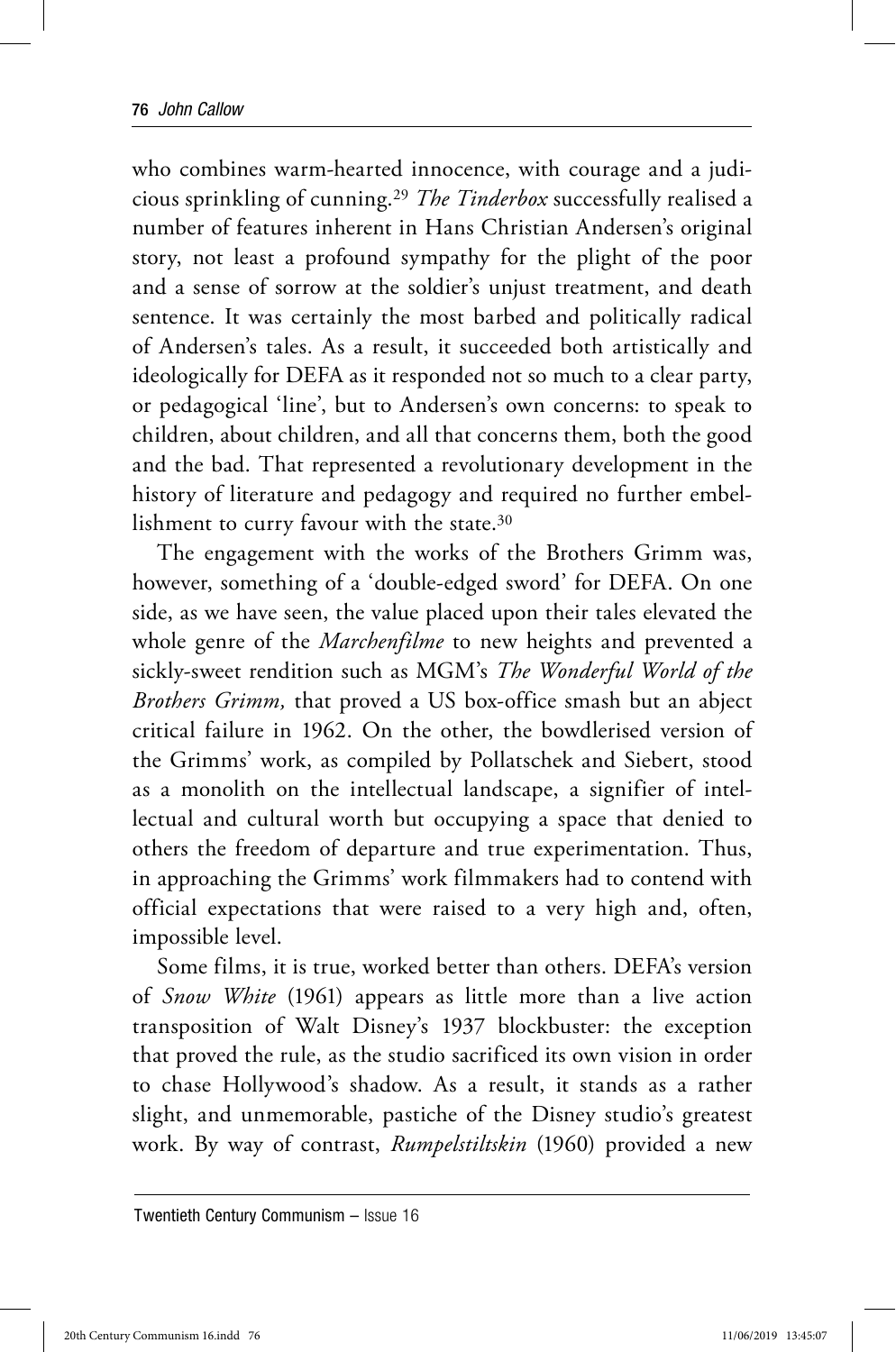who combines warm-hearted innocence, with courage and a judicious sprinkling of cunning.[29] *The Tinderbox* successfully realised a number of features inherent in Hans Christian Andersen's original story, not least a profound sympathy for the plight of the poor and a sense of sorrow at the soldier's unjust treatment, and death sentence. It was certainly the most barbed and politically radical of Andersen's tales. As a result, it succeeded both artistically and ideologically for DEFA as it responded not so much to a clear party, or pedagogical 'line', but to Andersen's own concerns: to speak to children, about children, and all that concerns them, both the good and the bad. That represented a revolutionary development in the history of literature and pedagogy and required no further embellishment to curry favour with the state.[30]

The engagement with the works of the Brothers Grimm was, however, something of a 'double-edged sword' for DEFA. On one side, as we have seen, the value placed upon their tales elevated the whole genre of the *Marchenfilme* to new heights and prevented a sickly-sweet rendition such as MGM's *The Wonderful World of the Brothers Grimm,* that proved a US box-office smash but an abject critical failure in 1962. On the other, the bowdlerised version of the Grimms' work, as compiled by Pollatschek and Siebert, stood as a monolith on the intellectual landscape, a signifier of intellectual and cultural worth but occupying a space that denied to others the freedom of departure and true experimentation. Thus, in approaching the Grimms' work filmmakers had to contend with official expectations that were raised to a very high and, often, impossible level.

Some films, it is true, worked better than others. DEFA's version of *Snow White* (1961) appears as little more than a live action transposition of Walt Disney's 1937 blockbuster: the exception that proved the rule, as the studio sacrificed its own vision in order to chase Hollywood's shadow. As a result, it stands as a rather slight, and unmemorable, pastiche of the Disney studio's greatest work. By way of contrast, *Rumpelstiltskin* (1960) provided a new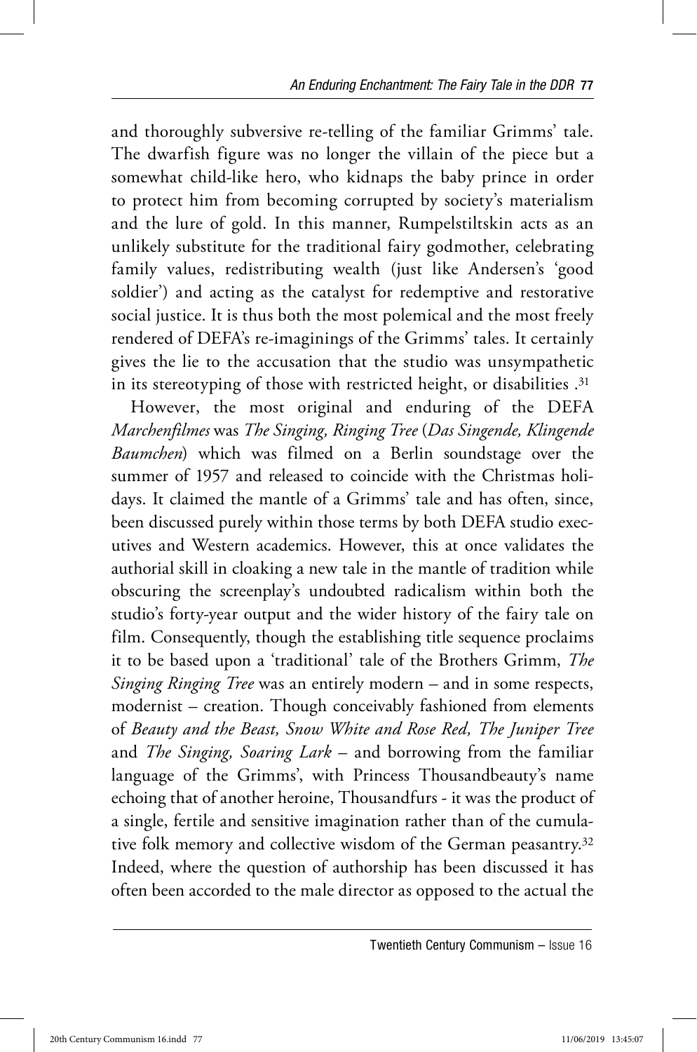and thoroughly subversive re-telling of the familiar Grimms' tale. The dwarfish figure was no longer the villain of the piece but a somewhat child-like hero, who kidnaps the baby prince in order to protect him from becoming corrupted by society's materialism and the lure of gold. In this manner, Rumpelstiltskin acts as an unlikely substitute for the traditional fairy godmother, celebrating family values, redistributing wealth (just like Andersen's 'good soldier') and acting as the catalyst for redemptive and restorative social justice. It is thus both the most polemical and the most freely rendered of DEFA's re-imaginings of the Grimms' tales. It certainly gives the lie to the accusation that the studio was unsympathetic in its stereotyping of those with restricted height, or disabilities .[31]

However, the most original and enduring of the DEFA *Marchenfilmes* was *The Singing, Ringing Tree* (*Das Singende, Klingende Baumchen*) which was filmed on a Berlin soundstage over the summer of 1957 and released to coincide with the Christmas holidays. It claimed the mantle of a Grimms' tale and has often, since, been discussed purely within those terms by both DEFA studio executives and Western academics. However, this at once validates the authorial skill in cloaking a new tale in the mantle of tradition while obscuring the screenplay's undoubted radicalism within both the studio's forty-year output and the wider history of the fairy tale on film. Consequently, though the establishing title sequence proclaims it to be based upon a 'traditional' tale of the Brothers Grimm, *The Singing Ringing Tree* was an entirely modern – and in some respects, modernist – creation. Though conceivably fashioned from elements of *Beauty and the Beast, Snow White and Rose Red, The Juniper Tree* and *The Singing, Soaring Lark* – and borrowing from the familiar language of the Grimms', with Princess Thousandbeauty's name echoing that of another heroine, Thousandfurs - it was the product of a single, fertile and sensitive imagination rather than of the cumulative folk memory and collective wisdom of the German peasantry.[32] Indeed, where the question of authorship has been discussed it has often been accorded to the male director as opposed to the actual the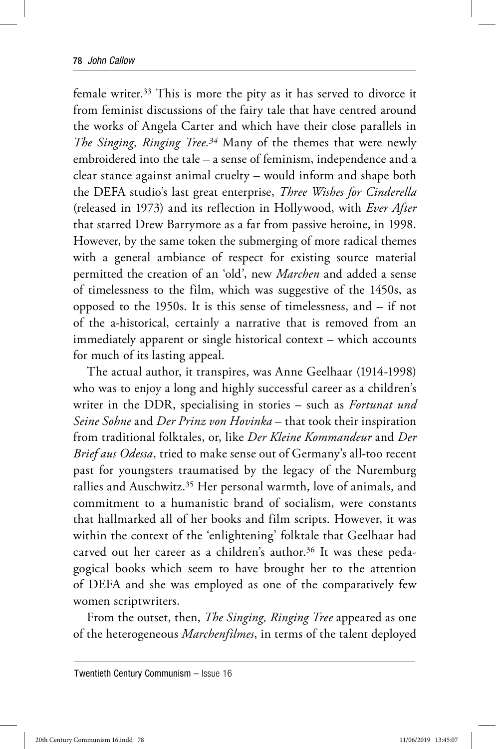female writer.[33] This is more the pity as it has served to divorce it from feminist discussions of the fairy tale that have centred around the works of Angela Carter and which have their close parallels in *The Singing, Ringing Tree.*[34] Many of the themes that were newly embroidered into the tale – a sense of feminism, independence and a clear stance against animal cruelty – would inform and shape both the DEFA studio's last great enterprise, *Three Wishes for Cinderella* (released in 1973) and its reflection in Hollywood, with *Ever After* that starred Drew Barrymore as a far from passive heroine, in 1998. However, by the same token the submerging of more radical themes with a general ambiance of respect for existing source material permitted the creation of an 'old', new *Marchen* and added a sense of timelessness to the film, which was suggestive of the 1450s, as opposed to the 1950s. It is this sense of timelessness, and – if not of the a-historical, certainly a narrative that is removed from an immediately apparent or single historical context – which accounts for much of its lasting appeal.

The actual author, it transpires, was Anne Geelhaar (1914-1998) who was to enjoy a long and highly successful career as a children's writer in the DDR, specialising in stories – such as *Fortunat und Seine Sohne* and *Der Prinz von Hovinka* – that took their inspiration from traditional folktales, or, like *Der Kleine Kommandeur* and *Der Brief aus Odessa*, tried to make sense out of Germany's all-too recent past for youngsters traumatised by the legacy of the Nuremburg rallies and Auschwitz.[35] Her personal warmth, love of animals, and commitment to a humanistic brand of socialism, were constants that hallmarked all of her books and film scripts. However, it was within the context of the 'enlightening' folktale that Geelhaar had carved out her career as a children's author.[36] It was these pedagogical books which seem to have brought her to the attention of DEFA and she was employed as one of the comparatively few women scriptwriters.

From the outset, then, *The Singing, Ringing Tree* appeared as one of the heterogeneous *Marchenfilmes*, in terms of the talent deployed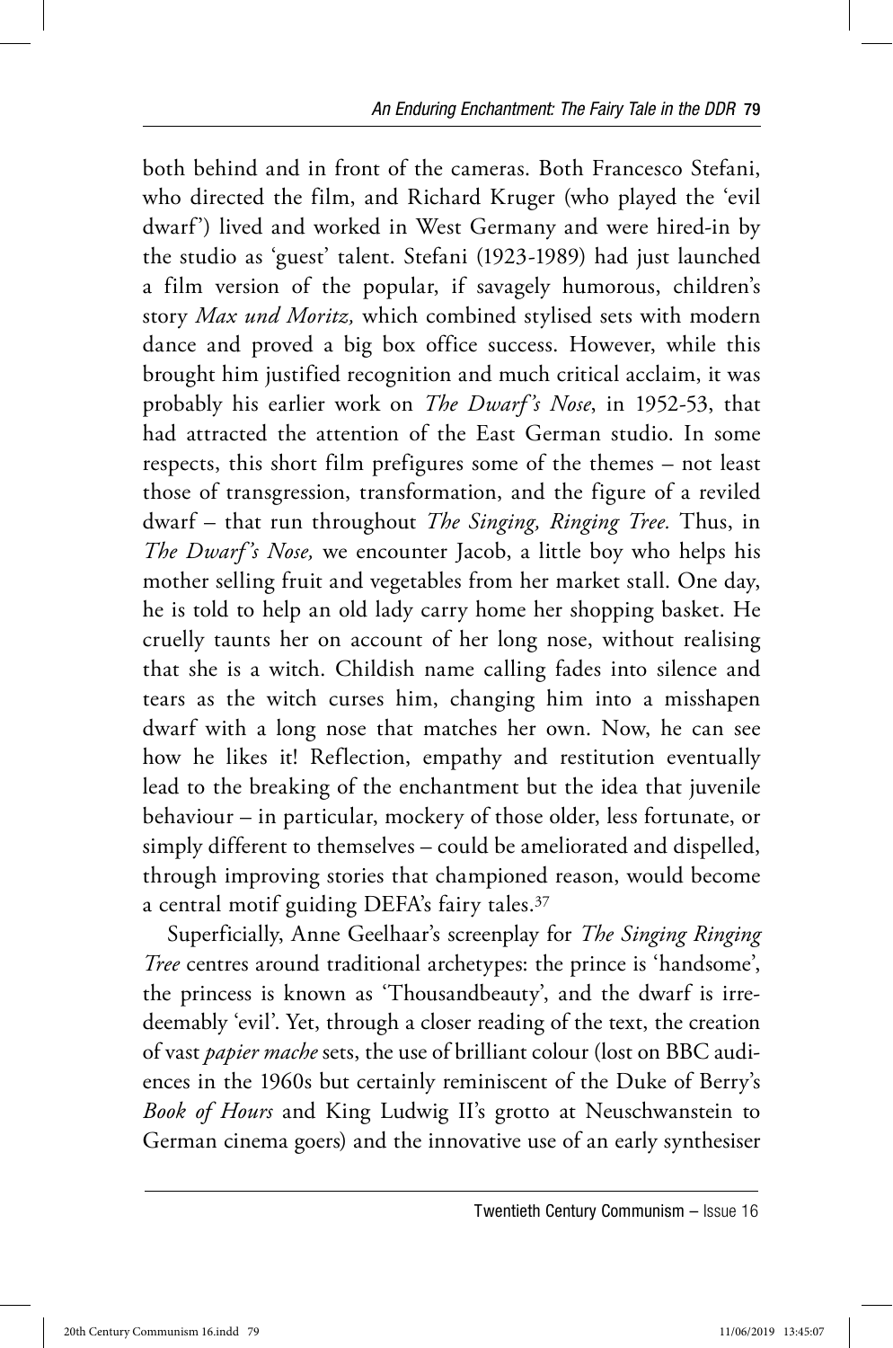both behind and in front of the cameras. Both Francesco Stefani, who directed the film, and Richard Kruger (who played the 'evil dwarf') lived and worked in West Germany and were hired-in by the studio as 'guest' talent. Stefani (1923-1989) had just launched a film version of the popular, if savagely humorous, children's story *Max und Moritz,* which combined stylised sets with modern dance and proved a big box office success. However, while this brought him justified recognition and much critical acclaim, it was probably his earlier work on *The Dwarf's Nose*, in 1952-53, that had attracted the attention of the East German studio. In some respects, this short film prefigures some of the themes – not least those of transgression, transformation, and the figure of a reviled dwarf – that run throughout *The Singing, Ringing Tree.* Thus, in *The Dwarf's Nose,* we encounter Jacob, a little boy who helps his mother selling fruit and vegetables from her market stall. One day, he is told to help an old lady carry home her shopping basket. He cruelly taunts her on account of her long nose, without realising that she is a witch. Childish name calling fades into silence and tears as the witch curses him, changing him into a misshapen dwarf with a long nose that matches her own. Now, he can see how he likes it! Reflection, empathy and restitution eventually lead to the breaking of the enchantment but the idea that juvenile behaviour – in particular, mockery of those older, less fortunate, or simply different to themselves – could be ameliorated and dispelled, through improving stories that championed reason, would become a central motif guiding DEFA's fairy tales.[37]

Superficially, Anne Geelhaar's screenplay for *The Singing Ringing Tree* centres around traditional archetypes: the prince is 'handsome', the princess is known as 'Thousandbeauty', and the dwarf is irredeemably 'evil'. Yet, through a closer reading of the text, the creation of vast *papier mache* sets, the use of brilliant colour (lost on BBC audiences in the 1960s but certainly reminiscent of the Duke of Berry's *Book of Hours* and King Ludwig II's grotto at Neuschwanstein to German cinema goers) and the innovative use of an early synthesiser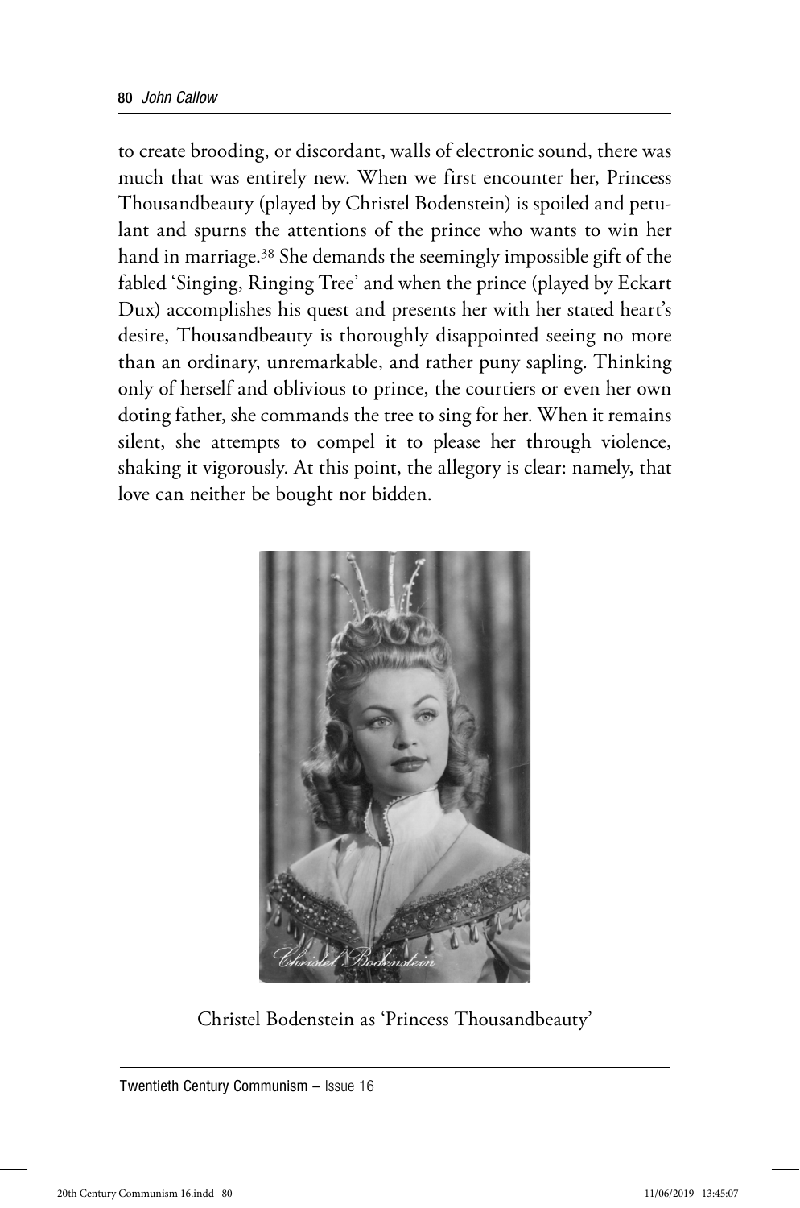to create brooding, or discordant, walls of electronic sound, there was much that was entirely new. When we first encounter her, Princess Thousandbeauty (played by Christel Bodenstein) is spoiled and petulant and spurns the attentions of the prince who wants to win her hand in marriage.[38] She demands the seemingly impossible gift of the fabled 'Singing, Ringing Tree' and when the prince (played by Eckart Dux) accomplishes his quest and presents her with her stated heart's desire, Thousandbeauty is thoroughly disappointed seeing no more than an ordinary, unremarkable, and rather puny sapling. Thinking only of herself and oblivious to prince, the courtiers or even her own doting father, she commands the tree to sing for her. When it remains silent, she attempts to compel it to please her through violence, shaking it vigorously. At this point, the allegory is clear: namely, that love can neither be bought nor bidden.

Christel Bodenstein as 'Princess Thousandbeauty'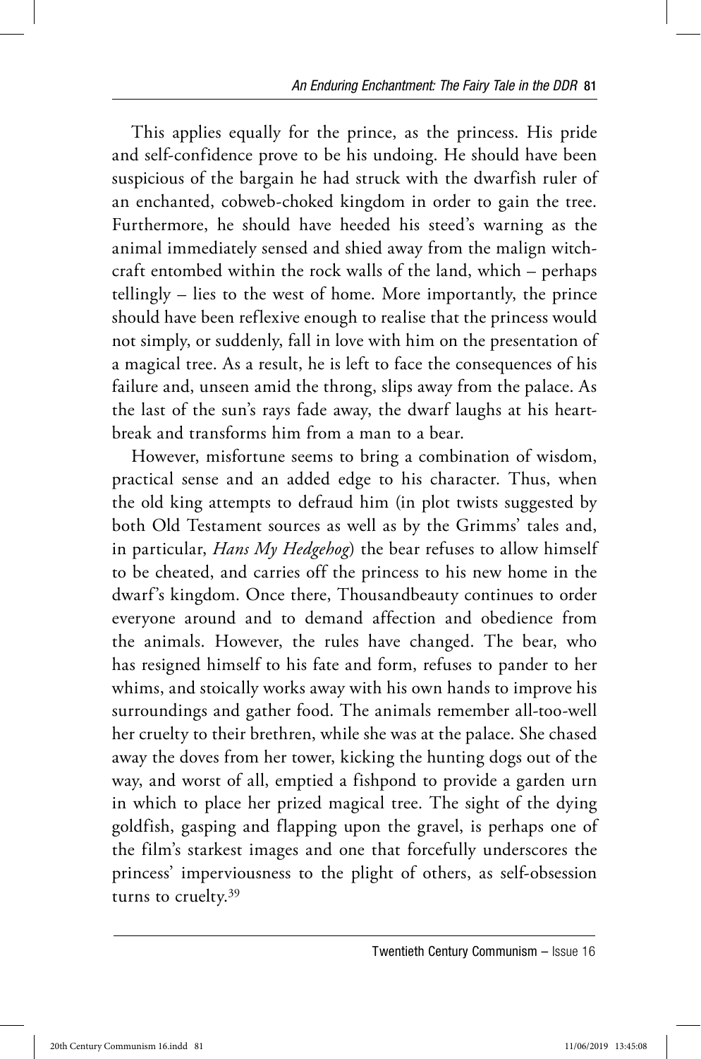This applies equally for the prince, as the princess. His pride and self-confidence prove to be his undoing. He should have been suspicious of the bargain he had struck with the dwarfish ruler of an enchanted, cobweb-choked kingdom in order to gain the tree. Furthermore, he should have heeded his steed's warning as the animal immediately sensed and shied away from the malign witchcraft entombed within the rock walls of the land, which – perhaps tellingly – lies to the west of home. More importantly, the prince should have been reflexive enough to realise that the princess would not simply, or suddenly, fall in love with him on the presentation of a magical tree. As a result, he is left to face the consequences of his failure and, unseen amid the throng, slips away from the palace. As the last of the sun's rays fade away, the dwarf laughs at his heartbreak and transforms him from a man to a bear.

However, misfortune seems to bring a combination of wisdom, practical sense and an added edge to his character. Thus, when the old king attempts to defraud him (in plot twists suggested by both Old Testament sources as well as by the Grimms' tales and, in particular, *Hans My Hedgehog*) the bear refuses to allow himself to be cheated, and carries off the princess to his new home in the dwarf's kingdom. Once there, Thousandbeauty continues to order everyone around and to demand affection and obedience from the animals. However, the rules have changed. The bear, who has resigned himself to his fate and form, refuses to pander to her whims, and stoically works away with his own hands to improve his surroundings and gather food. The animals remember all-too-well her cruelty to their brethren, while she was at the palace. She chased away the doves from her tower, kicking the hunting dogs out of the way, and worst of all, emptied a fishpond to provide a garden urn in which to place her prized magical tree. The sight of the dying goldfish, gasping and flapping upon the gravel, is perhaps one of the film's starkest images and one that forcefully underscores the princess' imperviousness to the plight of others, as self-obsession turns to cruelty.[39]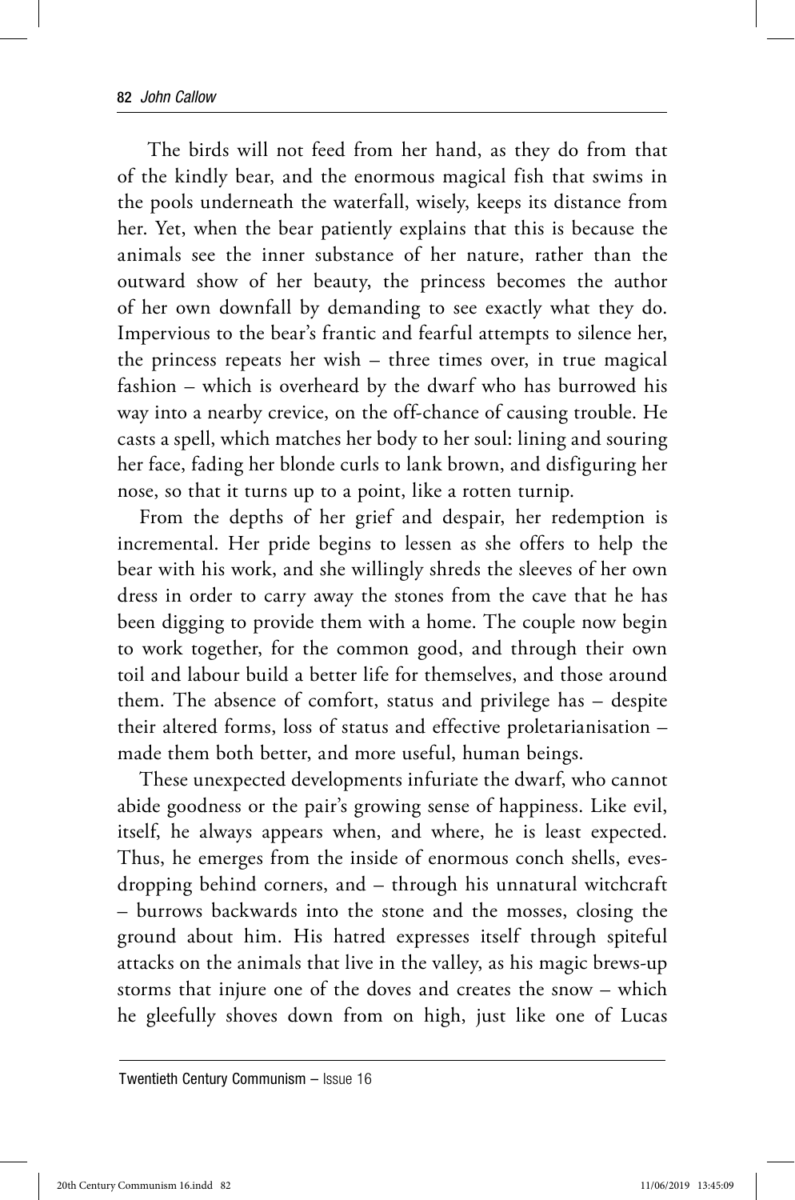The birds will not feed from her hand, as they do from that of the kindly bear, and the enormous magical fish that swims in the pools underneath the waterfall, wisely, keeps its distance from her. Yet, when the bear patiently explains that this is because the animals see the inner substance of her nature, rather than the outward show of her beauty, the princess becomes the author of her own downfall by demanding to see exactly what they do. Impervious to the bear's frantic and fearful attempts to silence her, the princess repeats her wish – three times over, in true magical fashion – which is overheard by the dwarf who has burrowed his way into a nearby crevice, on the off-chance of causing trouble. He casts a spell, which matches her body to her soul: lining and souring her face, fading her blonde curls to lank brown, and disfiguring her nose, so that it turns up to a point, like a rotten turnip.

From the depths of her grief and despair, her redemption is incremental. Her pride begins to lessen as she offers to help the bear with his work, and she willingly shreds the sleeves of her own dress in order to carry away the stones from the cave that he has been digging to provide them with a home. The couple now begin to work together, for the common good, and through their own toil and labour build a better life for themselves, and those around them. The absence of comfort, status and privilege has – despite their altered forms, loss of status and effective proletarianisation – made them both better, and more useful, human beings.

These unexpected developments infuriate the dwarf, who cannot abide goodness or the pair's growing sense of happiness. Like evil, itself, he always appears when, and where, he is least expected. Thus, he emerges from the inside of enormous conch shells, eves-dropping behind corners, and – through his unnatural witchcraft – burrows backwards into the stone and the mosses, closing the ground about him. His hatred expresses itself through spiteful attacks on the animals that live in the valley, as his magic brews-up storms that injure one of the doves and creates the snow – which he gleefully shoves down from on high, just like one of Lucas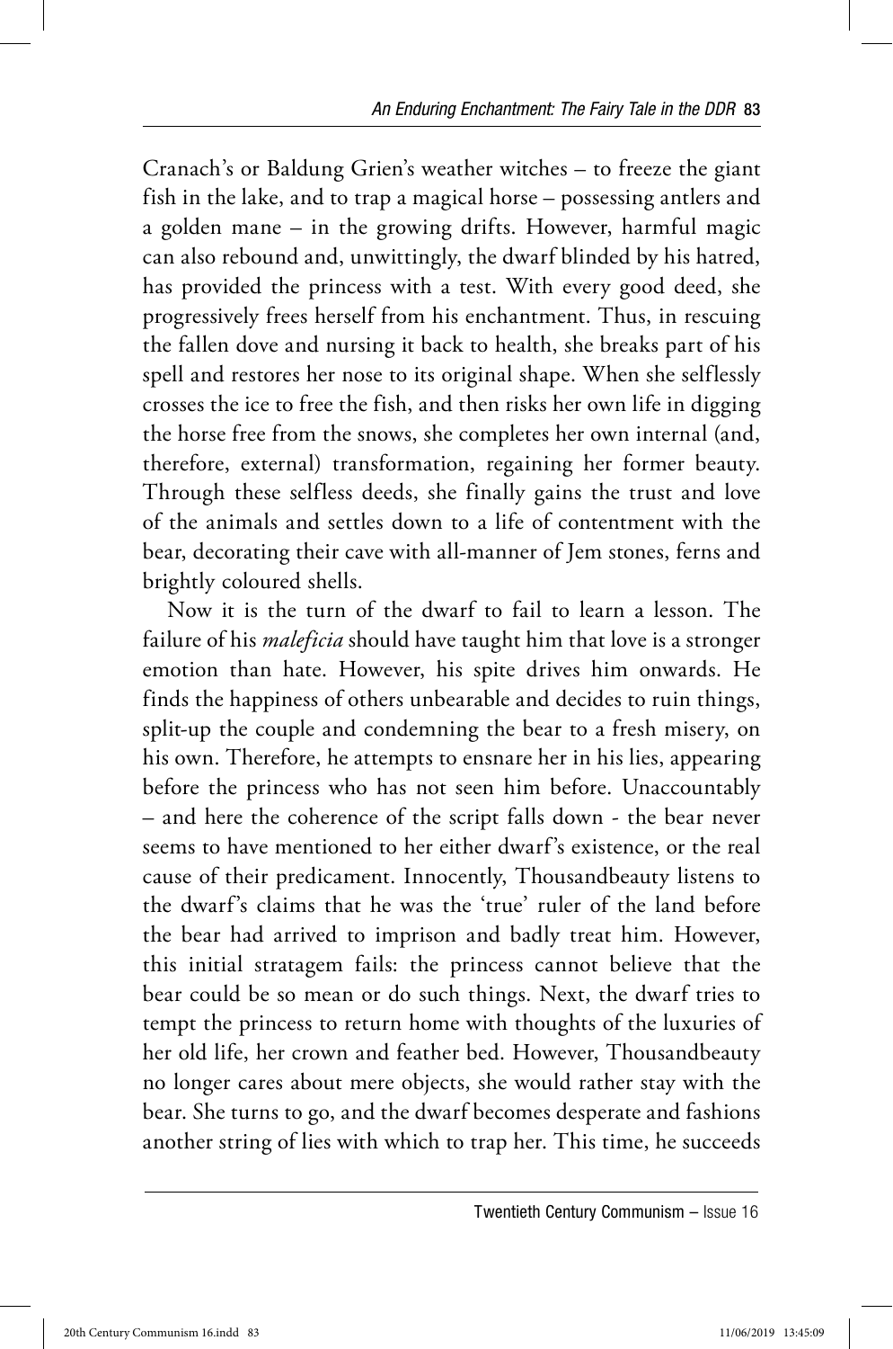Cranach's or Baldung Grien's weather witches – to freeze the giant fish in the lake, and to trap a magical horse – possessing antlers and a golden mane – in the growing drifts. However, harmful magic can also rebound and, unwittingly, the dwarf blinded by his hatred, has provided the princess with a test. With every good deed, she progressively frees herself from his enchantment. Thus, in rescuing the fallen dove and nursing it back to health, she breaks part of his spell and restores her nose to its original shape. When she selflessly crosses the ice to free the fish, and then risks her own life in digging the horse free from the snows, she completes her own internal (and, therefore, external) transformation, regaining her former beauty. Through these selfless deeds, she finally gains the trust and love of the animals and settles down to a life of contentment with the bear, decorating their cave with all-manner of Jem stones, ferns and brightly coloured shells.

Now it is the turn of the dwarf to fail to learn a lesson. The failure of his *maleficia* should have taught him that love is a stronger emotion than hate. However, his spite drives him onwards. He finds the happiness of others unbearable and decides to ruin things, split-up the couple and condemning the bear to a fresh misery, on his own. Therefore, he attempts to ensnare her in his lies, appearing before the princess who has not seen him before. Unaccountably – and here the coherence of the script falls down - the bear never seems to have mentioned to her either dwarf's existence, or the real cause of their predicament. Innocently, Thousandbeauty listens to the dwarf's claims that he was the 'true' ruler of the land before the bear had arrived to imprison and badly treat him. However, this initial stratagem fails: the princess cannot believe that the bear could be so mean or do such things. Next, the dwarf tries to tempt the princess to return home with thoughts of the luxuries of her old life, her crown and feather bed. However, Thousandbeauty no longer cares about mere objects, she would rather stay with the bear. She turns to go, and the dwarf becomes desperate and fashions another string of lies with which to trap her. This time, he succeeds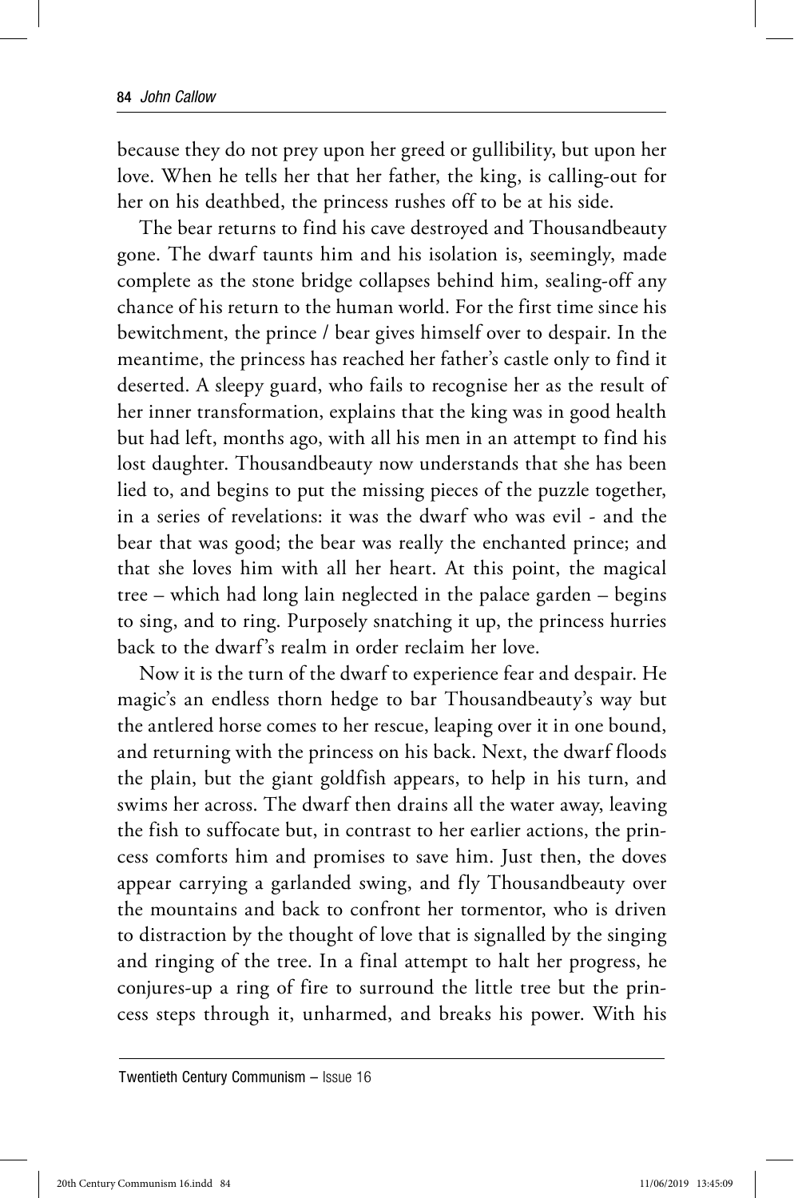because they do not prey upon her greed or gullibility, but upon her love. When he tells her that her father, the king, is calling-out for her on his deathbed, the princess rushes off to be at his side.

The bear returns to find his cave destroyed and Thousandbeauty gone. The dwarf taunts him and his isolation is, seemingly, made complete as the stone bridge collapses behind him, sealing-off any chance of his return to the human world. For the first time since his bewitchment, the prince / bear gives himself over to despair. In the meantime, the princess has reached her father's castle only to find it deserted. A sleepy guard, who fails to recognise her as the result of her inner transformation, explains that the king was in good health but had left, months ago, with all his men in an attempt to find his lost daughter. Thousandbeauty now understands that she has been lied to, and begins to put the missing pieces of the puzzle together, in a series of revelations: it was the dwarf who was evil - and the bear that was good; the bear was really the enchanted prince; and that she loves him with all her heart. At this point, the magical tree – which had long lain neglected in the palace garden – begins to sing, and to ring. Purposely snatching it up, the princess hurries back to the dwarf's realm in order reclaim her love.

Now it is the turn of the dwarf to experience fear and despair. He magic's an endless thorn hedge to bar Thousandbeauty's way but the antlered horse comes to her rescue, leaping over it in one bound, and returning with the princess on his back. Next, the dwarf floods the plain, but the giant goldfish appears, to help in his turn, and swims her across. The dwarf then drains all the water away, leaving the fish to suffocate but, in contrast to her earlier actions, the princess comforts him and promises to save him. Just then, the doves appear carrying a garlanded swing, and fly Thousandbeauty over the mountains and back to confront her tormentor, who is driven to distraction by the thought of love that is signalled by the singing and ringing of the tree. In a final attempt to halt her progress, he conjures-up a ring of fire to surround the little tree but the princess steps through it, unharmed, and breaks his power. With his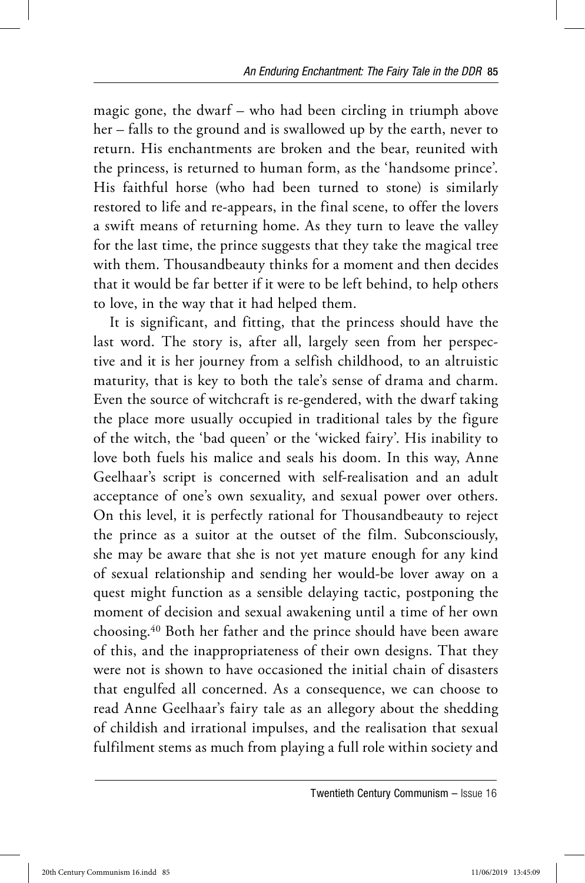magic gone, the dwarf – who had been circling in triumph above her – falls to the ground and is swallowed up by the earth, never to return. His enchantments are broken and the bear, reunited with the princess, is returned to human form, as the 'handsome prince'. His faithful horse (who had been turned to stone) is similarly restored to life and re-appears, in the final scene, to offer the lovers a swift means of returning home. As they turn to leave the valley for the last time, the prince suggests that they take the magical tree with them. Thousandbeauty thinks for a moment and then decides that it would be far better if it were to be left behind, to help others to love, in the way that it had helped them.

It is significant, and fitting, that the princess should have the last word. The story is, after all, largely seen from her perspective and it is her journey from a selfish childhood, to an altruistic maturity, that is key to both the tale's sense of drama and charm. Even the source of witchcraft is re-gendered, with the dwarf taking the place more usually occupied in traditional tales by the figure of the witch, the 'bad queen' or the 'wicked fairy'. His inability to love both fuels his malice and seals his doom. In this way, Anne Geelhaar's script is concerned with self-realisation and an adult acceptance of one's own sexuality, and sexual power over others. On this level, it is perfectly rational for Thousandbeauty to reject the prince as a suitor at the outset of the film. Subconsciously, she may be aware that she is not yet mature enough for any kind of sexual relationship and sending her would-be lover away on a quest might function as a sensible delaying tactic, postponing the moment of decision and sexual awakening until a time of her own choosing.[40] Both her father and the prince should have been aware of this, and the inappropriateness of their own designs. That they were not is shown to have occasioned the initial chain of disasters that engulfed all concerned. As a consequence, we can choose to read Anne Geelhaar's fairy tale as an allegory about the shedding of childish and irrational impulses, and the realisation that sexual fulfilment stems as much from playing a full role within society and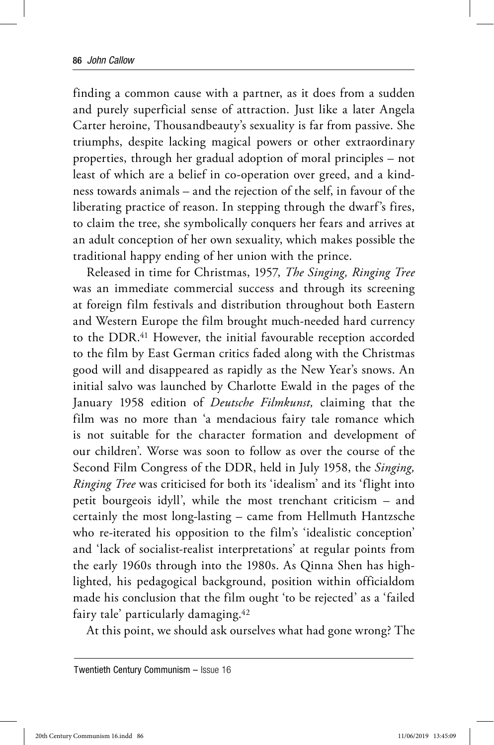finding a common cause with a partner, as it does from a sudden and purely superficial sense of attraction. Just like a later Angela Carter heroine, Thousandbeauty's sexuality is far from passive. She triumphs, despite lacking magical powers or other extraordinary properties, through her gradual adoption of moral principles – not least of which are a belief in co-operation over greed, and a kindness towards animals – and the rejection of the self, in favour of the liberating practice of reason. In stepping through the dwarf's fires, to claim the tree, she symbolically conquers her fears and arrives at an adult conception of her own sexuality, which makes possible the traditional happy ending of her union with the prince.

Released in time for Christmas, 1957, *The Singing, Ringing Tree* was an immediate commercial success and through its screening at foreign film festivals and distribution throughout both Eastern and Western Europe the film brought much-needed hard currency to the DDR.[41] However, the initial favourable reception accorded to the film by East German critics faded along with the Christmas good will and disappeared as rapidly as the New Year's snows. An initial salvo was launched by Charlotte Ewald in the pages of the January 1958 edition of *Deutsche Filmkunst,* claiming that the film was no more than 'a mendacious fairy tale romance which is not suitable for the character formation and development of our children'. Worse was soon to follow as over the course of the Second Film Congress of the DDR, held in July 1958, the *Singing, Ringing Tree* was criticised for both its 'idealism' and its 'flight into petit bourgeois idyll', while the most trenchant criticism – and certainly the most long-lasting – came from Hellmuth Hantzsche who re-iterated his opposition to the film's 'idealistic conception' and 'lack of socialist-realist interpretations' at regular points from the early 1960s through into the 1980s. As Qinna Shen has highlighted, his pedagogical background, position within officialdom made his conclusion that the film ought 'to be rejected' as a 'failed fairy tale' particularly damaging.[42]

At this point, we should ask ourselves what had gone wrong? The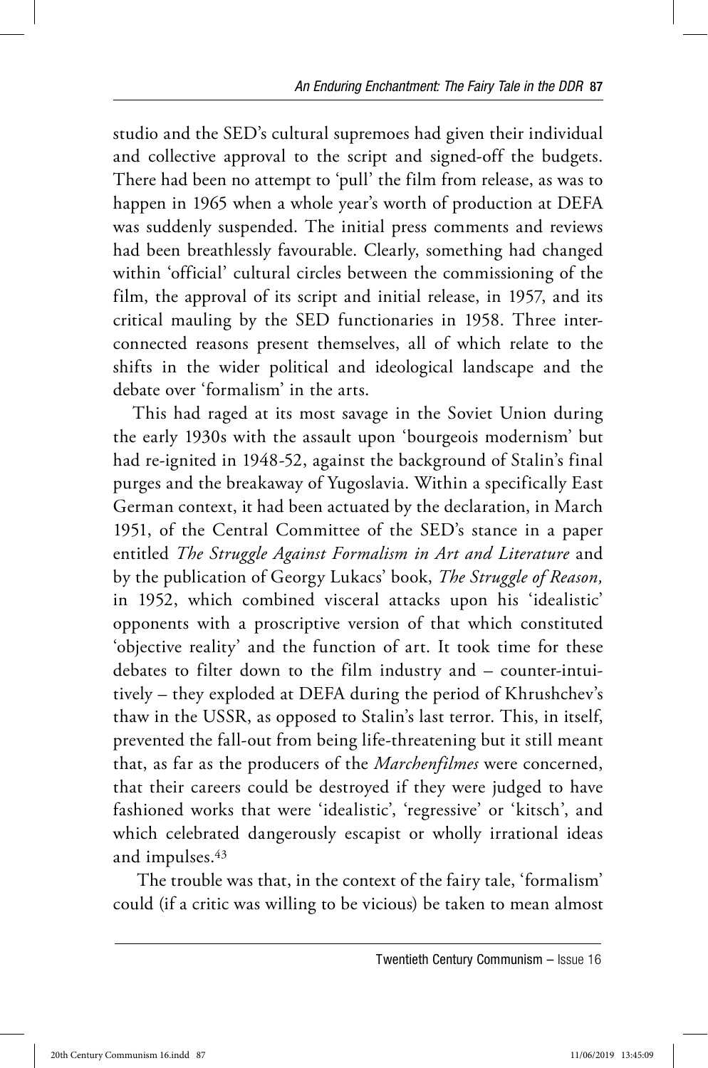studio and the SED's cultural supremoes had given their individual and collective approval to the script and signed-off the budgets. There had been no attempt to 'pull' the film from release, as was to happen in 1965 when a whole year's worth of production at DEFA was suddenly suspended. The initial press comments and reviews had been breathlessly favourable. Clearly, something had changed within 'official' cultural circles between the commissioning of the film, the approval of its script and initial release, in 1957, and its critical mauling by the SED functionaries in 1958. Three interconnected reasons present themselves, all of which relate to the shifts in the wider political and ideological landscape and the debate over 'formalism' in the arts.

This had raged at its most savage in the Soviet Union during the early 1930s with the assault upon 'bourgeois modernism' but had re-ignited in 1948-52, against the background of Stalin's final purges and the breakaway of Yugoslavia. Within a specifically East German context, it had been actuated by the declaration, in March 1951, of the Central Committee of the SED's stance in a paper entitled *The Struggle Against Formalism in Art and Literature* and by the publication of Georgy Lukacs' book, *The Struggle of Reason,* in 1952, which combined visceral attacks upon his 'idealistic' opponents with a proscriptive version of that which constituted 'objective reality' and the function of art. It took time for these debates to filter down to the film industry and – counter-intuitively – they exploded at DEFA during the period of Khrushchev's thaw in the USSR, as opposed to Stalin's last terror. This, in itself, prevented the fall-out from being life-threatening but it still meant that, as far as the producers of the *Marchenfilmes* were concerned, that their careers could be destroyed if they were judged to have fashioned works that were 'idealistic', 'regressive' or 'kitsch', and which celebrated dangerously escapist or wholly irrational ideas and impulses.[43]

The trouble was that, in the context of the fairy tale, 'formalism' could (if a critic was willing to be vicious) be taken to mean almost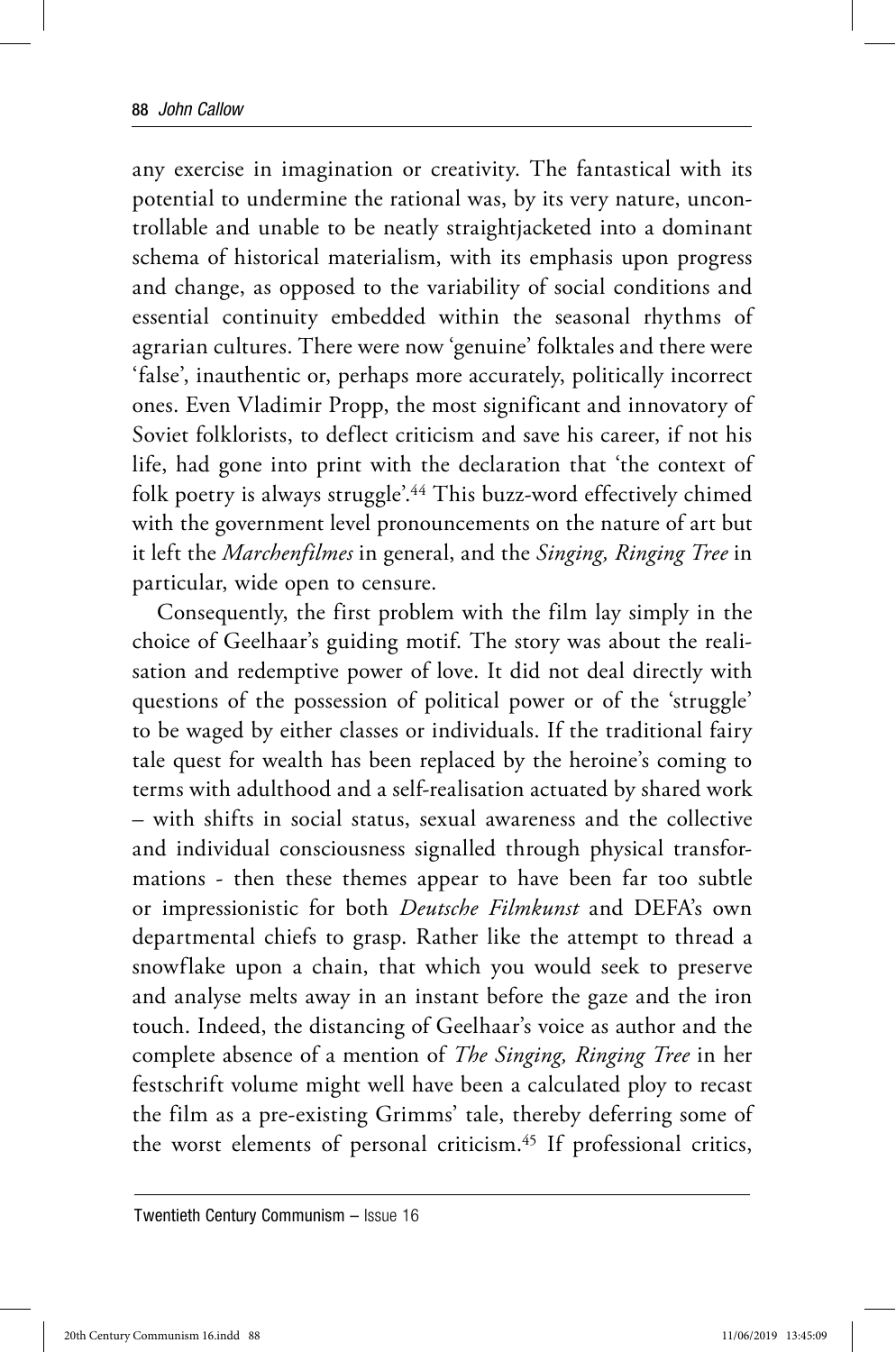any exercise in imagination or creativity. The fantastical with its potential to undermine the rational was, by its very nature, uncontrollable and unable to be neatly straightjacketed into a dominant schema of historical materialism, with its emphasis upon progress and change, as opposed to the variability of social conditions and essential continuity embedded within the seasonal rhythms of agrarian cultures. There were now 'genuine' folktales and there were 'false', inauthentic or, perhaps more accurately, politically incorrect ones. Even Vladimir Propp, the most significant and innovatory of Soviet folklorists, to deflect criticism and save his career, if not his life, had gone into print with the declaration that 'the context of folk poetry is always struggle'.[44] This buzz-word effectively chimed with the government level pronouncements on the nature of art but it left the *Marchenfilmes* in general, and the *Singing, Ringing Tree* in particular, wide open to censure.

Consequently, the first problem with the film lay simply in the choice of Geelhaar's guiding motif. The story was about the realisation and redemptive power of love. It did not deal directly with questions of the possession of political power or of the 'struggle' to be waged by either classes or individuals. If the traditional fairy tale quest for wealth has been replaced by the heroine's coming to terms with adulthood and a self-realisation actuated by shared work – with shifts in social status, sexual awareness and the collective and individual consciousness signalled through physical transformations - then these themes appear to have been far too subtle or impressionistic for both *Deutsche Filmkunst* and DEFA's own departmental chiefs to grasp. Rather like the attempt to thread a snowflake upon a chain, that which you would seek to preserve and analyse melts away in an instant before the gaze and the iron touch. Indeed, the distancing of Geelhaar's voice as author and the complete absence of a mention of *The Singing, Ringing Tree* in her festschrift volume might well have been a calculated ploy to recast the film as a pre-existing Grimms' tale, thereby deferring some of the worst elements of personal criticism.[45] If professional critics,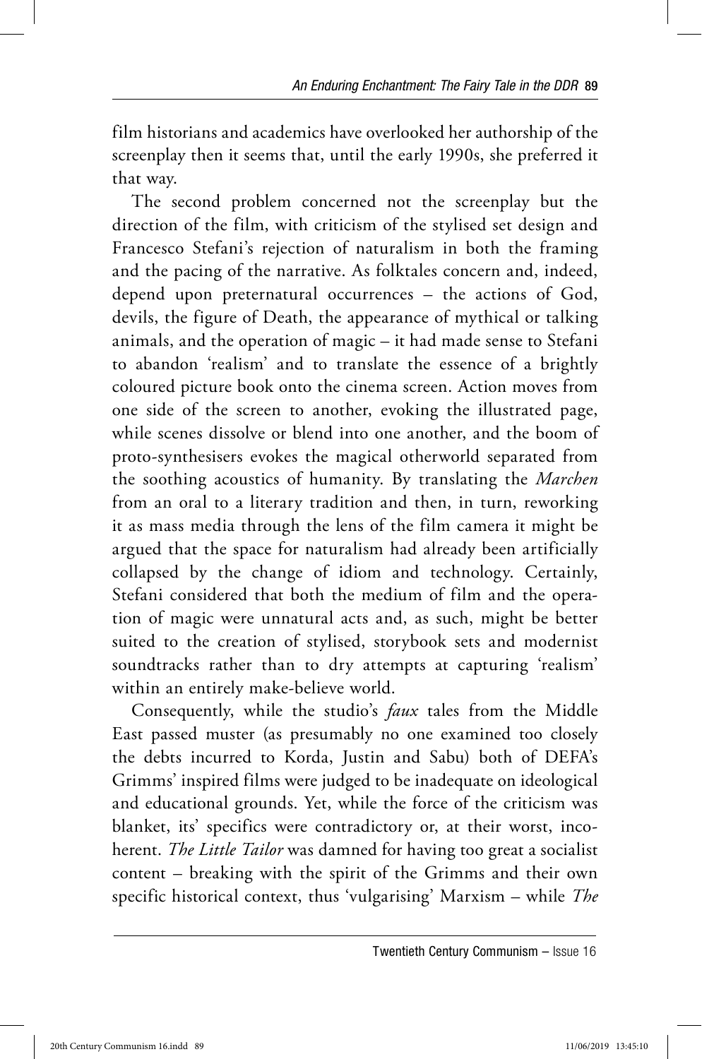film historians and academics have overlooked her authorship of the screenplay then it seems that, until the early 1990s, she preferred it that way.

The second problem concerned not the screenplay but the direction of the film, with criticism of the stylised set design and Francesco Stefani's rejection of naturalism in both the framing and the pacing of the narrative. As folktales concern and, indeed, depend upon preternatural occurrences – the actions of God, devils, the figure of Death, the appearance of mythical or talking animals, and the operation of magic – it had made sense to Stefani to abandon 'realism' and to translate the essence of a brightly coloured picture book onto the cinema screen. Action moves from one side of the screen to another, evoking the illustrated page, while scenes dissolve or blend into one another, and the boom of proto-synthesisers evokes the magical otherworld separated from the soothing acoustics of humanity. By translating the *Marchen* from an oral to a literary tradition and then, in turn, reworking it as mass media through the lens of the film camera it might be argued that the space for naturalism had already been artificially collapsed by the change of idiom and technology. Certainly, Stefani considered that both the medium of film and the operation of magic were unnatural acts and, as such, might be better suited to the creation of stylised, storybook sets and modernist soundtracks rather than to dry attempts at capturing 'realism' within an entirely make-believe world.

Consequently, while the studio's *faux* tales from the Middle East passed muster (as presumably no one examined too closely the debts incurred to Korda, Justin and Sabu) both of DEFA's Grimms' inspired films were judged to be inadequate on ideological and educational grounds. Yet, while the force of the criticism was blanket, its' specifics were contradictory or, at their worst, incoherent. *The Little Tailor* was damned for having too great a socialist content – breaking with the spirit of the Grimms and their own specific historical context, thus 'vulgarising' Marxism – while *The*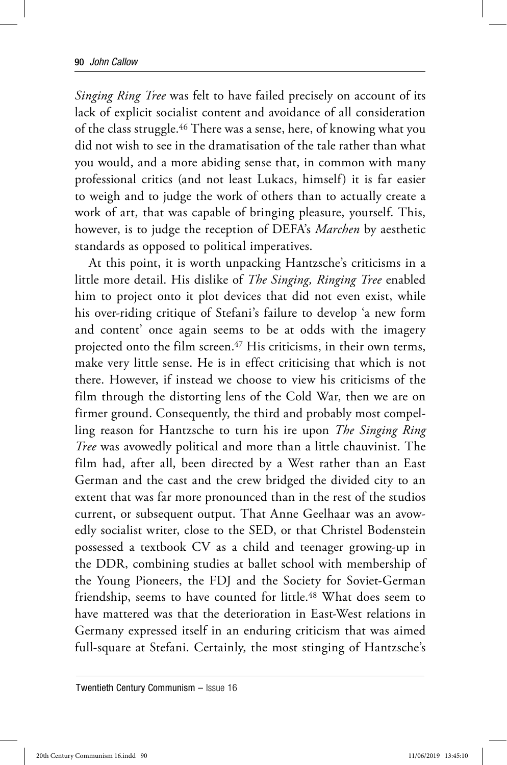*Singing Ring Tree* was felt to have failed precisely on account of its lack of explicit socialist content and avoidance of all consideration of the class struggle.[46] There was a sense, here, of knowing what you did not wish to see in the dramatisation of the tale rather than what you would, and a more abiding sense that, in common with many professional critics (and not least Lukacs, himself) it is far easier to weigh and to judge the work of others than to actually create a work of art, that was capable of bringing pleasure, yourself. This, however, is to judge the reception of DEFA's *Marchen* by aesthetic standards as opposed to political imperatives.

At this point, it is worth unpacking Hantzsche's criticisms in a little more detail. His dislike of *The Singing, Ringing Tree* enabled him to project onto it plot devices that did not even exist, while his over-riding critique of Stefani's failure to develop 'a new form and content' once again seems to be at odds with the imagery projected onto the film screen.[47] His criticisms, in their own terms, make very little sense. He is in effect criticising that which is not there. However, if instead we choose to view his criticisms of the film through the distorting lens of the Cold War, then we are on firmer ground. Consequently, the third and probably most compelling reason for Hantzsche to turn his ire upon *The Singing Ring Tree* was avowedly political and more than a little chauvinist. The film had, after all, been directed by a West rather than an East German and the cast and the crew bridged the divided city to an extent that was far more pronounced than in the rest of the studios current, or subsequent output. That Anne Geelhaar was an avowedly socialist writer, close to the SED, or that Christel Bodenstein possessed a textbook CV as a child and teenager growing-up in the DDR, combining studies at ballet school with membership of the Young Pioneers, the FDJ and the Society for Soviet-German friendship, seems to have counted for little.[48] What does seem to have mattered was that the deterioration in East-West relations in Germany expressed itself in an enduring criticism that was aimed full-square at Stefani. Certainly, the most stinging of Hantzsche's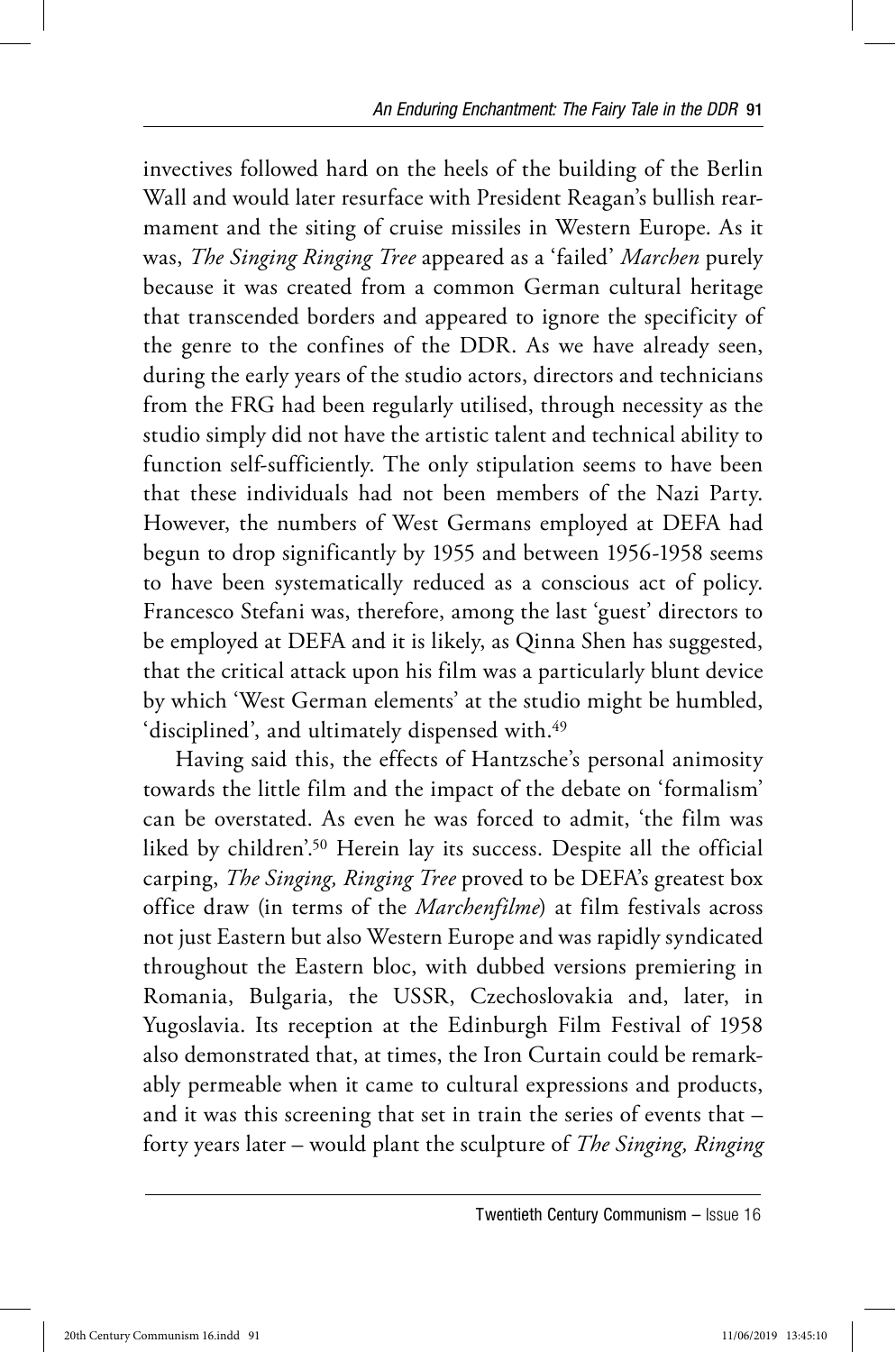invectives followed hard on the heels of the building of the Berlin Wall and would later resurface with President Reagan's bullish rearmament and the siting of cruise missiles in Western Europe. As it was, *The Singing Ringing Tree* appeared as a 'failed' *Marchen* purely because it was created from a common German cultural heritage that transcended borders and appeared to ignore the specificity of the genre to the confines of the DDR. As we have already seen, during the early years of the studio actors, directors and technicians from the FRG had been regularly utilised, through necessity as the studio simply did not have the artistic talent and technical ability to function self-sufficiently. The only stipulation seems to have been that these individuals had not been members of the Nazi Party. However, the numbers of West Germans employed at DEFA had begun to drop significantly by 1955 and between 1956-1958 seems to have been systematically reduced as a conscious act of policy. Francesco Stefani was, therefore, among the last 'guest' directors to be employed at DEFA and it is likely, as Qinna Shen has suggested, that the critical attack upon his film was a particularly blunt device by which 'West German elements' at the studio might be humbled, 'disciplined', and ultimately dispensed with.[49]

Having said this, the effects of Hantzsche's personal animosity towards the little film and the impact of the debate on 'formalism' can be overstated. As even he was forced to admit, 'the film was liked by children'.[50] Herein lay its success. Despite all the official carping, *The Singing, Ringing Tree* proved to be DEFA's greatest box office draw (in terms of the *Marchenfilme*) at film festivals across not just Eastern but also Western Europe and was rapidly syndicated throughout the Eastern bloc, with dubbed versions premiering in Romania, Bulgaria, the USSR, Czechoslovakia and, later, in Yugoslavia. Its reception at the Edinburgh Film Festival of 1958 also demonstrated that, at times, the Iron Curtain could be remarkably permeable when it came to cultural expressions and products, and it was this screening that set in train the series of events that – forty years later – would plant the sculpture of *The Singing, Ringing*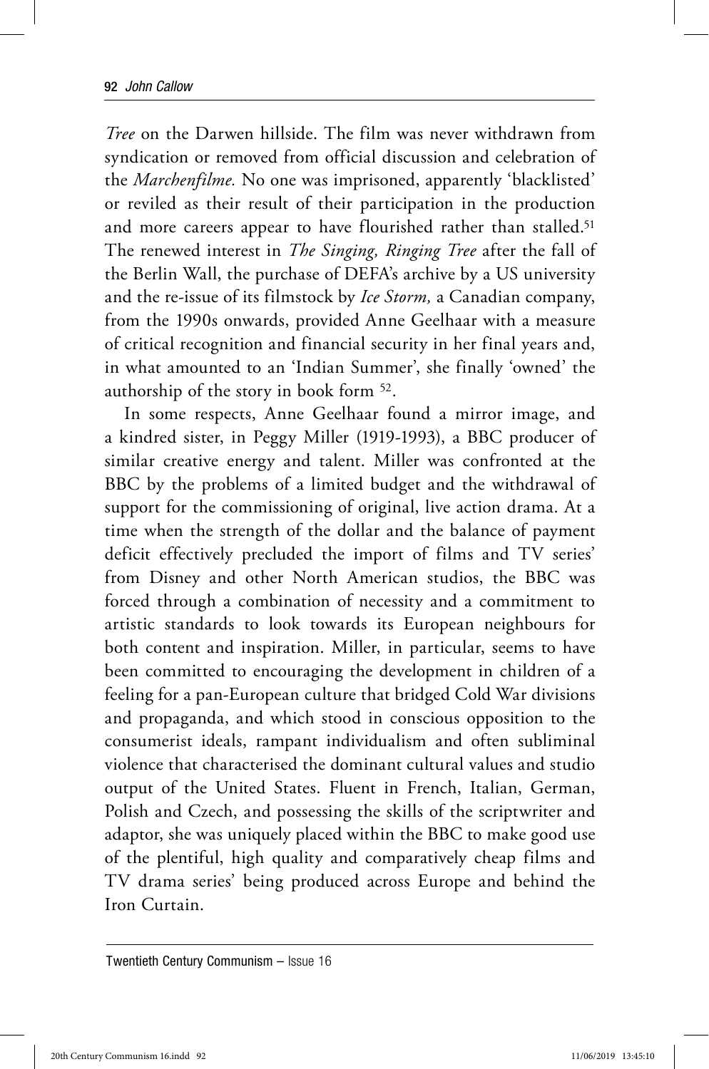*Tree* on the Darwen hillside. The film was never withdrawn from syndication or removed from official discussion and celebration of the *Marchenfilme.* No one was imprisoned, apparently 'blacklisted' or reviled as their result of their participation in the production and more careers appear to have flourished rather than stalled.[51] The renewed interest in *The Singing, Ringing Tree* after the fall of the Berlin Wall, the purchase of DEFA's archive by a US university and the re-issue of its filmstock by *Ice Storm,* a Canadian company, from the 1990s onwards, provided Anne Geelhaar with a measure of critical recognition and financial security in her final years and, in what amounted to an 'Indian Summer', she finally 'owned' the authorship of the story in book form [52].

In some respects, Anne Geelhaar found a mirror image, and a kindred sister, in Peggy Miller (1919-1993), a BBC producer of similar creative energy and talent. Miller was confronted at the BBC by the problems of a limited budget and the withdrawal of support for the commissioning of original, live action drama. At a time when the strength of the dollar and the balance of payment deficit effectively precluded the import of films and TV series' from Disney and other North American studios, the BBC was forced through a combination of necessity and a commitment to artistic standards to look towards its European neighbours for both content and inspiration. Miller, in particular, seems to have been committed to encouraging the development in children of a feeling for a pan-European culture that bridged Cold War divisions and propaganda, and which stood in conscious opposition to the consumerist ideals, rampant individualism and often subliminal violence that characterised the dominant cultural values and studio output of the United States. Fluent in French, Italian, German, Polish and Czech, and possessing the skills of the scriptwriter and adaptor, she was uniquely placed within the BBC to make good use of the plentiful, high quality and comparatively cheap films and TV drama series' being produced across Europe and behind the Iron Curtain.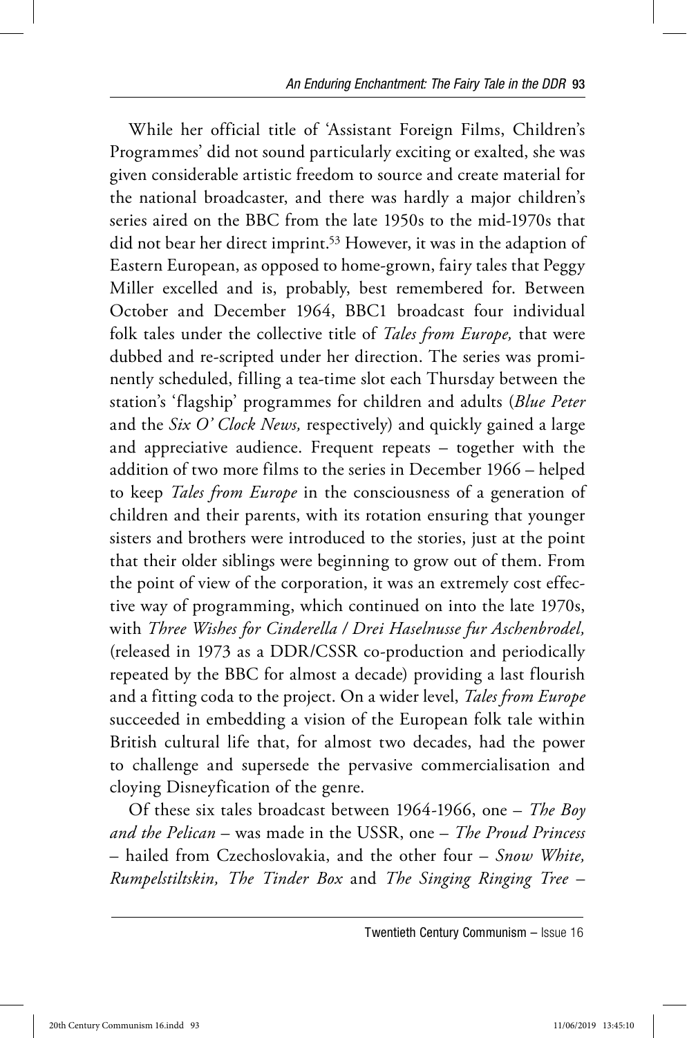While her official title of 'Assistant Foreign Films, Children's Programmes' did not sound particularly exciting or exalted, she was given considerable artistic freedom to source and create material for the national broadcaster, and there was hardly a major children's series aired on the BBC from the late 1950s to the mid-1970s that did not bear her direct imprint.[53] However, it was in the adaption of Eastern European, as opposed to home-grown, fairy tales that Peggy Miller excelled and is, probably, best remembered for. Between October and December 1964, BBC1 broadcast four individual folk tales under the collective title of *Tales from Europe,* that were dubbed and re-scripted under her direction. The series was prominently scheduled, filling a tea-time slot each Thursday between the station's 'flagship' programmes for children and adults (*Blue Peter* and the *Six O' Clock News,* respectively) and quickly gained a large and appreciative audience. Frequent repeats – together with the addition of two more films to the series in December 1966 – helped to keep *Tales from Europe* in the consciousness of a generation of children and their parents, with its rotation ensuring that younger sisters and brothers were introduced to the stories, just at the point that their older siblings were beginning to grow out of them. From the point of view of the corporation, it was an extremely cost effective way of programming, which continued on into the late 1970s, with *Three Wishes for Cinderella / Drei Haselnusse fur Aschenbrodel,* (released in 1973 as a DDR/CSSR co-production and periodically repeated by the BBC for almost a decade) providing a last flourish and a fitting coda to the project. On a wider level, *Tales from Europe* succeeded in embedding a vision of the European folk tale within British cultural life that, for almost two decades, had the power to challenge and supersede the pervasive commercialisation and cloying Disneyfication of the genre.

Of these six tales broadcast between 1964-1966, one – *The Boy and the Pelican* – was made in the USSR, one – *The Proud Princess* – hailed from Czechoslovakia, and the other four – *Snow White, Rumpelstiltskin, The Tinder Box* and *The Singing Ringing Tree* –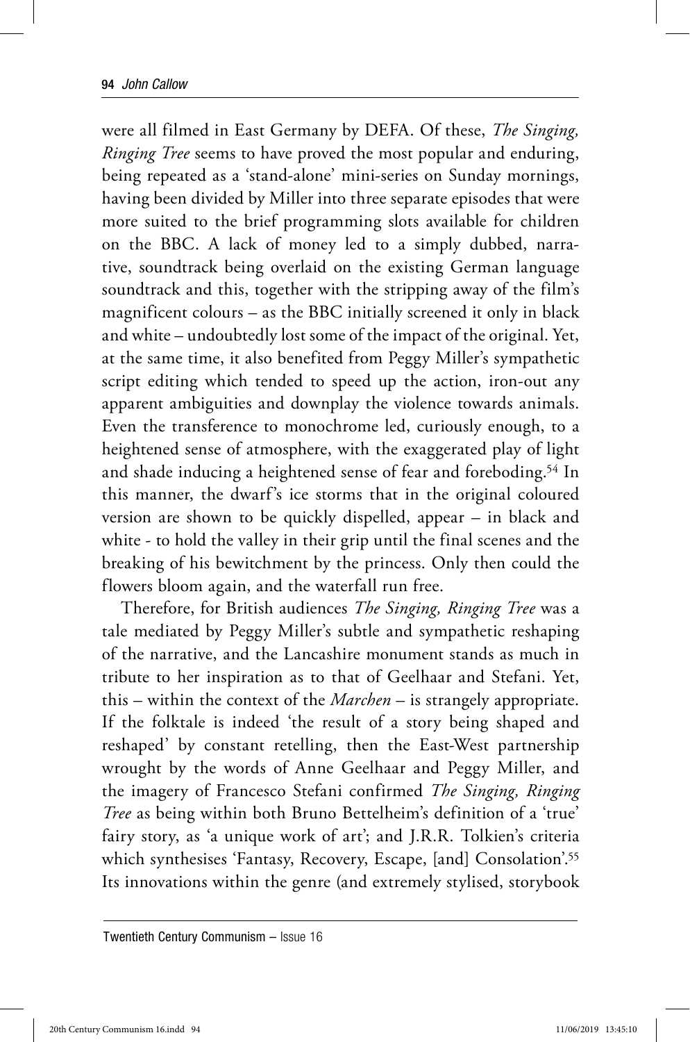were all filmed in East Germany by DEFA. Of these, *The Singing, Ringing Tree* seems to have proved the most popular and enduring, being repeated as a 'stand-alone' mini-series on Sunday mornings, having been divided by Miller into three separate episodes that were more suited to the brief programming slots available for children on the BBC. A lack of money led to a simply dubbed, narrative, soundtrack being overlaid on the existing German language soundtrack and this, together with the stripping away of the film's magnificent colours – as the BBC initially screened it only in black and white – undoubtedly lost some of the impact of the original. Yet, at the same time, it also benefited from Peggy Miller's sympathetic script editing which tended to speed up the action, iron-out any apparent ambiguities and downplay the violence towards animals. Even the transference to monochrome led, curiously enough, to a heightened sense of atmosphere, with the exaggerated play of light and shade inducing a heightened sense of fear and foreboding.[54] In this manner, the dwarf's ice storms that in the original coloured version are shown to be quickly dispelled, appear – in black and white - to hold the valley in their grip until the final scenes and the breaking of his bewitchment by the princess. Only then could the flowers bloom again, and the waterfall run free.

Therefore, for British audiences *The Singing, Ringing Tree* was a tale mediated by Peggy Miller's subtle and sympathetic reshaping of the narrative, and the Lancashire monument stands as much in tribute to her inspiration as to that of Geelhaar and Stefani. Yet, this – within the context of the *Marchen* – is strangely appropriate. If the folktale is indeed 'the result of a story being shaped and reshaped' by constant retelling, then the East-West partnership wrought by the words of Anne Geelhaar and Peggy Miller, and the imagery of Francesco Stefani confirmed *The Singing, Ringing Tree* as being within both Bruno Bettelheim's definition of a 'true' fairy story, as 'a unique work of art'; and J.R.R. Tolkien's criteria which synthesises 'Fantasy, Recovery, Escape, [and] Consolation'.[55] Its innovations within the genre (and extremely stylised, storybook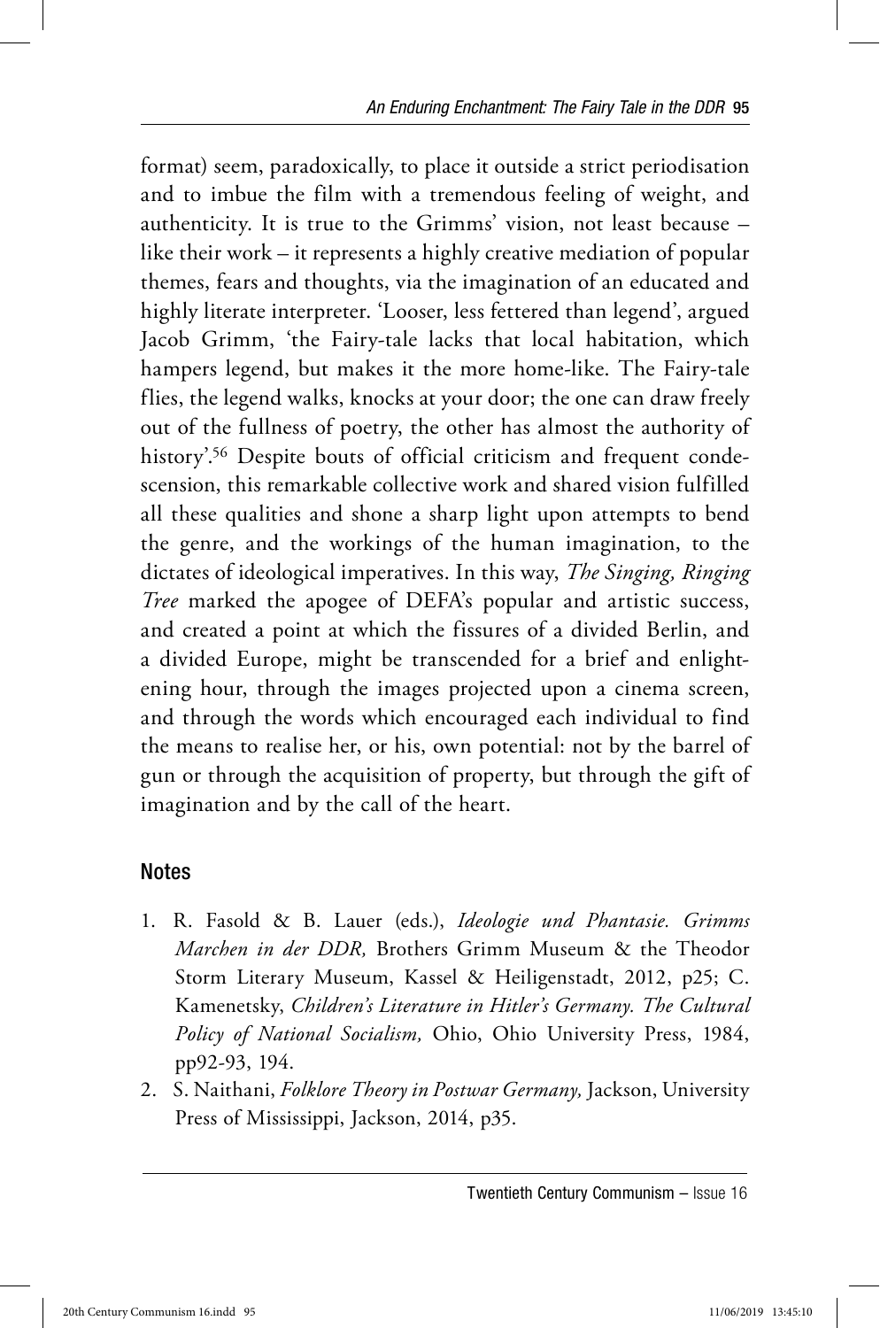format) seem, paradoxically, to place it outside a strict periodisation and to imbue the film with a tremendous feeling of weight, and authenticity. It is true to the Grimms' vision, not least because – like their work – it represents a highly creative mediation of popular themes, fears and thoughts, via the imagination of an educated and highly literate interpreter. 'Looser, less fettered than legend', argued Jacob Grimm, 'the Fairy-tale lacks that local habitation, which hampers legend, but makes it the more home-like. The Fairy-tale flies, the legend walks, knocks at your door; the one can draw freely out of the fullness of poetry, the other has almost the authority of history'.[56] Despite bouts of official criticism and frequent condescension, this remarkable collective work and shared vision fulfilled all these qualities and shone a sharp light upon attempts to bend the genre, and the workings of the human imagination, to the dictates of ideological imperatives. In this way, *The Singing, Ringing Tree* marked the apogee of DEFA's popular and artistic success, and created a point at which the fissures of a divided Berlin, and a divided Europe, might be transcended for a brief and enlightening hour, through the images projected upon a cinema screen, and through the words which encouraged each individual to find the means to realise her, or his, own potential: not by the barrel of gun or through the acquisition of property, but through the gift of imagination and by the call of the heart.

## Notes

1. R. Fasold & B. Lauer (eds.), *Ideologie und Phantasie. Grimms Marchen in der DDR,* Brothers Grimm Museum & the Theodor Storm Literary Museum, Kassel & Heiligenstadt, 2012, p25; C. Kamenetsky, *Children's Literature in Hitler's Germany. The Cultural Policy of National Socialism,* Ohio, Ohio University Press, 1984, pp92-93, 194.
2. S. Naithani, *Folklore Theory in Postwar Germany,* Jackson, University Press of Mississippi, Jackson, 2014, p35.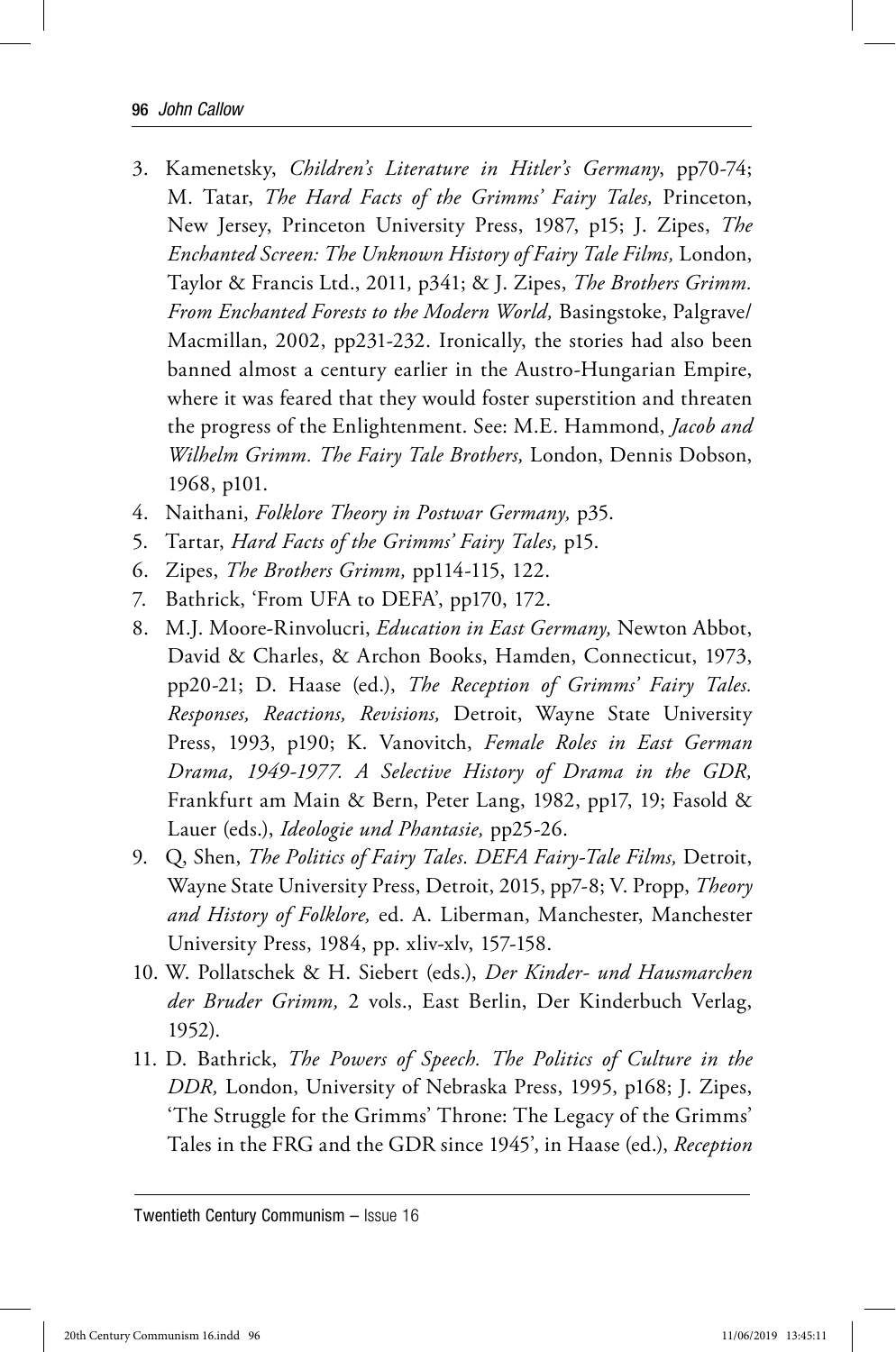3. Kamenetsky, *Children's Literature in Hitler's Germany*, pp70-74; M. Tatar, *The Hard Facts of the Grimms' Fairy Tales,* Princeton, New Jersey, Princeton University Press, 1987, p15; J. Zipes, *The Enchanted Screen: The Unknown History of Fairy Tale Films,* London, Taylor & Francis Ltd., 2011*,* p341; & J. Zipes, *The Brothers Grimm. From Enchanted Forests to the Modern World,* Basingstoke, Palgrave/ Macmillan, 2002, pp231-232. Ironically, the stories had also been banned almost a century earlier in the Austro-Hungarian Empire, where it was feared that they would foster superstition and threaten the progress of the Enlightenment. See: M.E. Hammond, *Jacob and Wilhelm Grimm. The Fairy Tale Brothers,* London, Dennis Dobson, 1968, p101.
4. Naithani, *Folklore Theory in Postwar Germany,* p35.
5. Tartar, *Hard Facts of the Grimms' Fairy Tales,* p15.
6. Zipes, *The Brothers Grimm,* pp114-115, 122.
7. Bathrick, 'From UFA to DEFA', pp170, 172.
8. M.J. Moore-Rinvolucri, *Education in East Germany,* Newton Abbot, David & Charles, & Archon Books, Hamden, Connecticut, 1973, pp20-21; D. Haase (ed.), *The Reception of Grimms' Fairy Tales. Responses, Reactions, Revisions,* Detroit, Wayne State University Press, 1993, p190; K. Vanovitch, *Female Roles in East German Drama, 1949-1977. A Selective History of Drama in the GDR,* Frankfurt am Main & Bern, Peter Lang, 1982, pp17, 19; Fasold & Lauer (eds.), *Ideologie und Phantasie,* pp25-26.
9. Q, Shen, *The Politics of Fairy Tales. DEFA Fairy-Tale Films,* Detroit, Wayne State University Press, Detroit, 2015, pp7-8; V. Propp, *Theory and History of Folklore,* ed. A. Liberman, Manchester, Manchester University Press, 1984, pp. xliv-xlv, 157-158.
10. W. Pollatschek & H. Siebert (eds.), *Der Kinder- und Hausmarchen der Bruder Grimm,* 2 vols., East Berlin, Der Kinderbuch Verlag, 1952).
11. D. Bathrick, *The Powers of Speech. The Politics of Culture in the DDR,* London, University of Nebraska Press, 1995, p168; J. Zipes, 'The Struggle for the Grimms' Throne: The Legacy of the Grimms' Tales in the FRG and the GDR since 1945', in Haase (ed.), *Reception*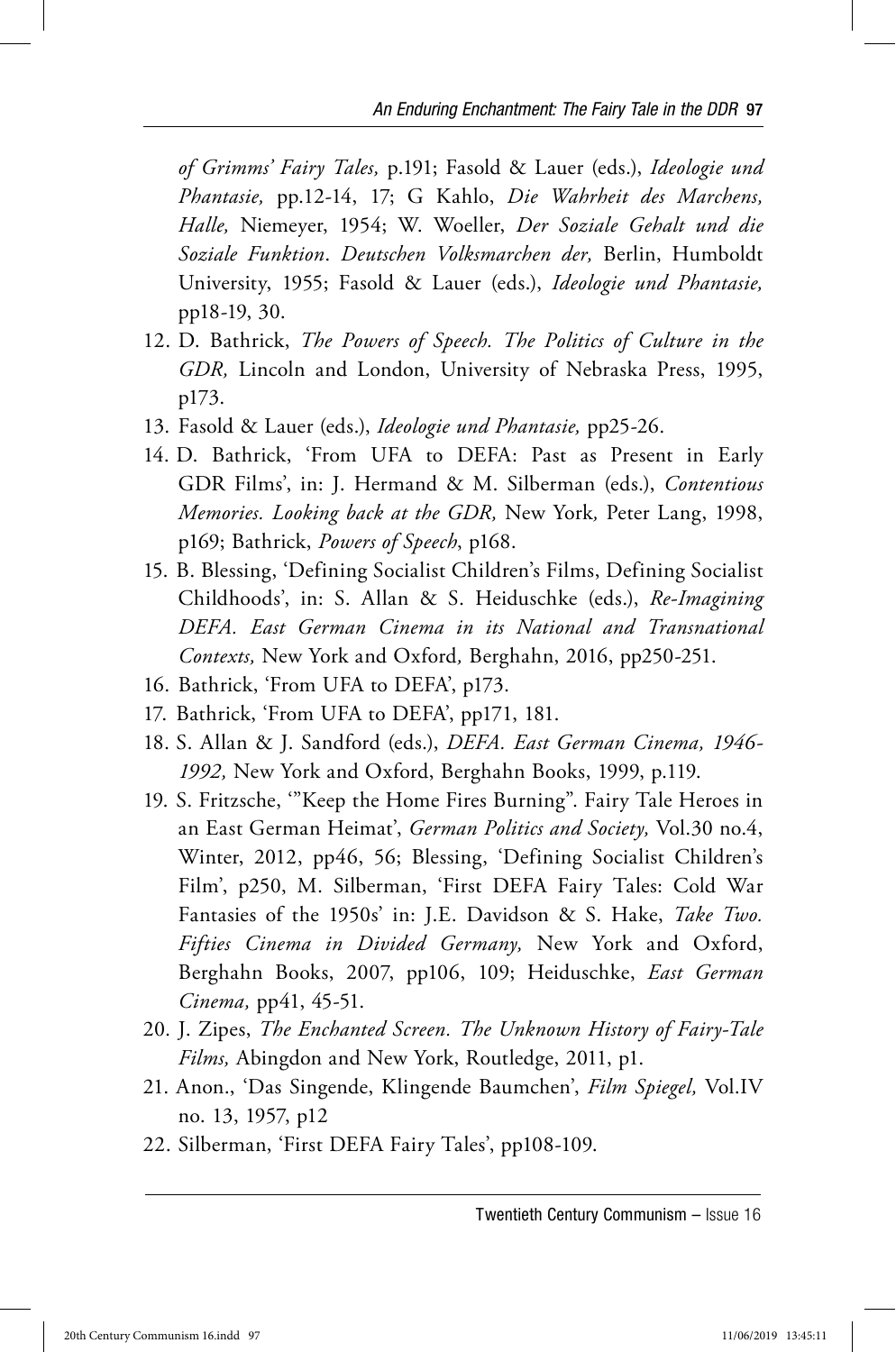*of Grimms' Fairy Tales,* p.191; Fasold & Lauer (eds.), *Ideologie und Phantasie,* pp.12-14, 17; G Kahlo, *Die Wahrheit des Marchens, Halle,* Niemeyer, 1954; W. Woeller, *Der Soziale Gehalt und die Soziale Funktion*. *Deutschen Volksmarchen der,* Berlin, Humboldt University, 1955; Fasold & Lauer (eds.), *Ideologie und Phantasie,* pp18-19, 30.

12. D. Bathrick, *The Powers of Speech. The Politics of Culture in the GDR,* Lincoln and London, University of Nebraska Press, 1995, p173.
13. Fasold & Lauer (eds.), *Ideologie und Phantasie,* pp25-26.
14. D. Bathrick, 'From UFA to DEFA: Past as Present in Early GDR Films', in: J. Hermand & M. Silberman (eds.), *Contentious Memories. Looking back at the GDR,* New York*,* Peter Lang, 1998, p169; Bathrick, *Powers of Speech*, p168.
15. B. Blessing, 'Defining Socialist Children's Films, Defining Socialist Childhoods', in: S. Allan & S. Heiduschke (eds.), *Re-Imagining DEFA. East German Cinema in its National and Transnational Contexts,* New York and Oxford*,* Berghahn, 2016, pp250-251.
16. Bathrick, 'From UFA to DEFA', p173.
17. Bathrick, 'From UFA to DEFA', pp171, 181.
18. S. Allan & J. Sandford (eds.), *DEFA. East German Cinema, 1946-1992,* New York and Oxford, Berghahn Books, 1999, p.119.
19. S. Fritzsche, '"Keep the Home Fires Burning". Fairy Tale Heroes in an East German Heimat', *German Politics and Society,* Vol.30 no.4, Winter, 2012, pp46, 56; Blessing, 'Defining Socialist Children's Film', p250, M. Silberman, 'First DEFA Fairy Tales: Cold War Fantasies of the 1950s' in: J.E. Davidson & S. Hake, *Take Two. Fifties Cinema in Divided Germany,* New York and Oxford, Berghahn Books, 2007, pp106, 109; Heiduschke, *East German Cinema,* pp41, 45-51.
20. J. Zipes, *The Enchanted Screen. The Unknown History of Fairy-Tale Films,* Abingdon and New York, Routledge, 2011, p1.
21. Anon., 'Das Singende, Klingende Baumchen', *Film Spiegel,* Vol.IV no. 13, 1957, p12
22. Silberman, 'First DEFA Fairy Tales', pp108-109.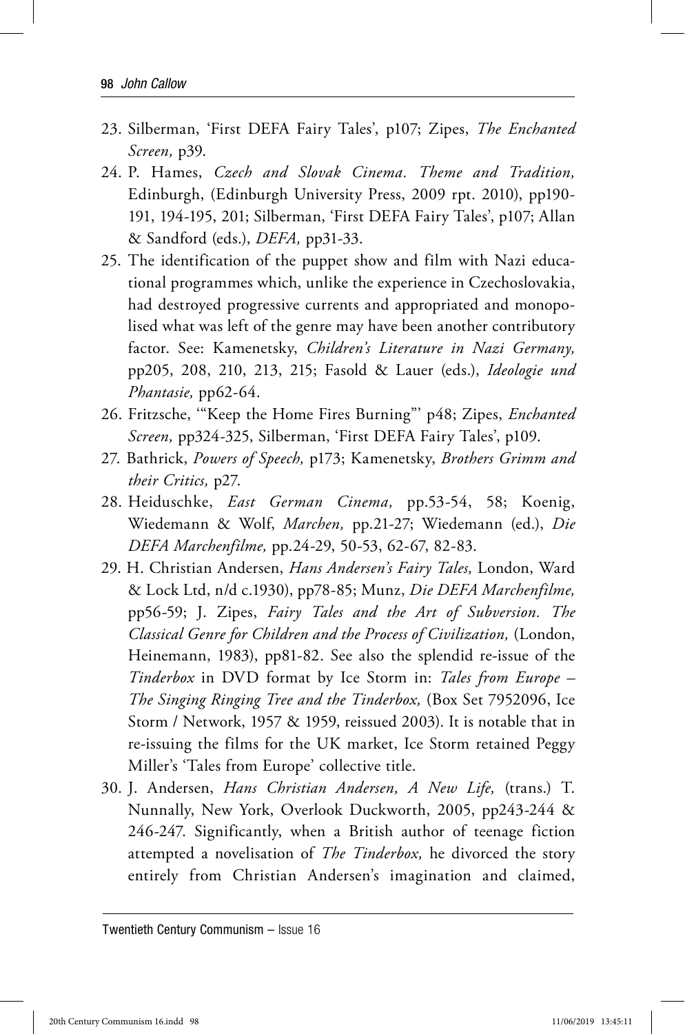23. Silberman, 'First DEFA Fairy Tales', p107; Zipes, *The Enchanted Screen,* p39.
24. P. Hames, *Czech and Slovak Cinema. Theme and Tradition,* Edinburgh, (Edinburgh University Press, 2009 rpt. 2010), pp190-191, 194-195, 201; Silberman, 'First DEFA Fairy Tales', p107; Allan & Sandford (eds.), *DEFA,* pp31-33.
25. The identification of the puppet show and film with Nazi educational programmes which, unlike the experience in Czechoslovakia, had destroyed progressive currents and appropriated and monopolised what was left of the genre may have been another contributory factor. See: Kamenetsky, *Children's Literature in Nazi Germany,* pp205, 208, 210, 213, 215; Fasold & Lauer (eds.), *Ideologie und Phantasie,* pp62-64.
26. Fritzsche, '"Keep the Home Fires Burning"' p48; Zipes, *Enchanted Screen,* pp324-325, Silberman, 'First DEFA Fairy Tales', p109.
27. Bathrick, *Powers of Speech,* p173; Kamenetsky, *Brothers Grimm and their Critics,* p27.
28. Heiduschke, *East German Cinema,* pp.53-54, 58; Koenig, Wiedemann & Wolf, *Marchen,* pp.21-27; Wiedemann (ed.), *Die DEFA Marchenfilme,* pp.24-29, 50-53, 62-67, 82-83.
29. H. Christian Andersen, *Hans Andersen's Fairy Tales,* London, Ward & Lock Ltd, n/d c.1930), pp78-85; Munz, *Die DEFA Marchenfilme,* pp56-59; J. Zipes, *Fairy Tales and the Art of Subversion. The Classical Genre for Children and the Process of Civilization,* (London, Heinemann, 1983), pp81-82. See also the splendid re-issue of the *Tinderbox* in DVD format by Ice Storm in: *Tales from Europe – The Singing Ringing Tree and the Tinderbox,* (Box Set 7952096, Ice Storm / Network, 1957 & 1959, reissued 2003). It is notable that in re-issuing the films for the UK market, Ice Storm retained Peggy Miller's 'Tales from Europe' collective title.
30. J. Andersen, *Hans Christian Andersen, A New Life,* (trans.) T. Nunnally, New York, Overlook Duckworth, 2005, pp243-244 & 246-247. Significantly, when a British author of teenage fiction attempted a novelisation of *The Tinderbox,* he divorced the story entirely from Christian Andersen's imagination and claimed,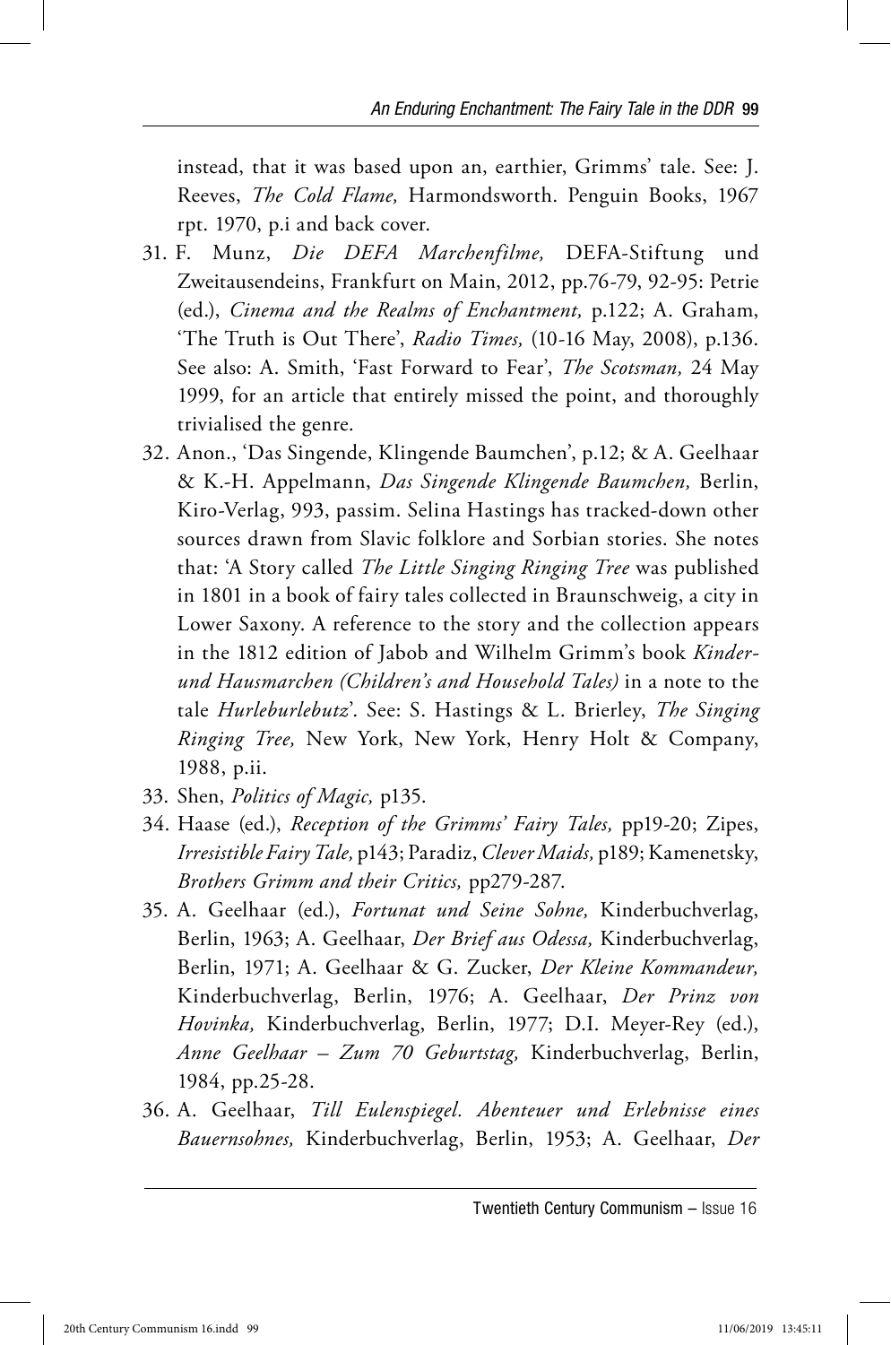instead, that it was based upon an, earthier, Grimms' tale. See: J. Reeves, *The Cold Flame,* Harmondsworth. Penguin Books, 1967 rpt. 1970, p.i and back cover.

31. F. Munz, *Die DEFA Marchenfilme,* DEFA-Stiftung und Zweitausendeins, Frankfurt on Main, 2012, pp.76-79, 92-95: Petrie (ed.), *Cinema and the Realms of Enchantment,* p.122; A. Graham, 'The Truth is Out There', *Radio Times,* (10-16 May, 2008), p.136. See also: A. Smith, 'Fast Forward to Fear', *The Scotsman,* 24 May 1999, for an article that entirely missed the point, and thoroughly trivialised the genre.
32. Anon., 'Das Singende, Klingende Baumchen', p.12; & A. Geelhaar & K.-H. Appelmann, *Das Singende Klingende Baumchen,* Berlin, Kiro-Verlag, 993, passim. Selina Hastings has tracked-down other sources drawn from Slavic folklore and Sorbian stories. She notes that: 'A Story called *The Little Singing Ringing Tree* was published in 1801 in a book of fairy tales collected in Braunschweig, a city in Lower Saxony. A reference to the story and the collection appears in the 1812 edition of Jabob and Wilhelm Grimm's book *Kinder- und Hausmarchen (Children's and Household Tales)* in a note to the tale *Hurleburlebutz*'. See: S. Hastings & L. Brierley, *The Singing Ringing Tree,* New York, New York, Henry Holt & Company, 1988, p.ii.
33. Shen, *Politics of Magic,* p135.
34. Haase (ed.), *Reception of the Grimms' Fairy Tales,* pp19-20; Zipes, *Irresistible Fairy Tale,* p143; Paradiz, *Clever Maids,* p189; Kamenetsky, *Brothers Grimm and their Critics,* pp279-287.
35. A. Geelhaar (ed.), *Fortunat und Seine Sohne,* Kinderbuchverlag, Berlin, 1963; A. Geelhaar, *Der Brief aus Odessa,* Kinderbuchverlag, Berlin, 1971; A. Geelhaar & G. Zucker, *Der Kleine Kommandeur,* Kinderbuchverlag, Berlin, 1976; A. Geelhaar, *Der Prinz von Hovinka,* Kinderbuchverlag, Berlin, 1977; D.I. Meyer-Rey (ed.), *Anne Geelhaar – Zum 70 Geburtstag,* Kinderbuchverlag, Berlin, 1984, pp.25-28.
36. A. Geelhaar, *Till Eulenspiegel. Abenteuer und Erlebnisse eines Bauernsohnes,* Kinderbuchverlag, Berlin, 1953; A. Geelhaar, *Der*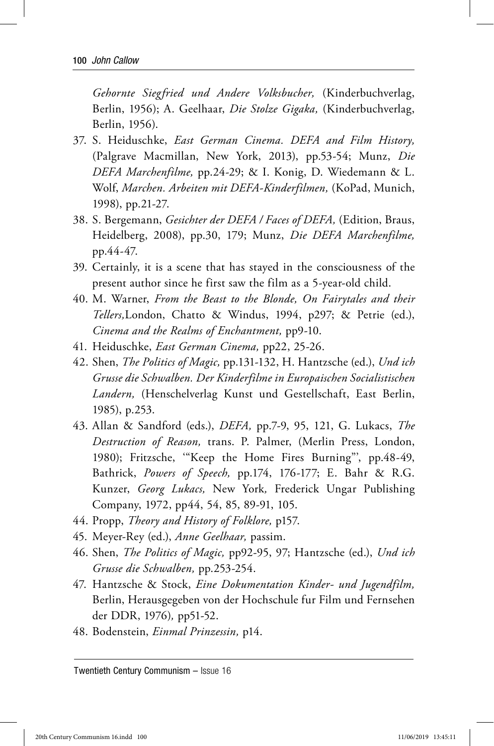*Gehornte Siegfried und Andere Volksbucher,* (Kinderbuchverlag, Berlin, 1956); A. Geelhaar, *Die Stolze Gigaka,* (Kinderbuchverlag, Berlin, 1956).

37. S. Heiduschke, *East German Cinema. DEFA and Film History,* (Palgrave Macmillan, New York, 2013), pp.53-54; Munz, *Die DEFA Marchenfilme,* pp.24-29; & I. Konig, D. Wiedemann & L. Wolf, *Marchen. Arbeiten mit DEFA-Kinderfilmen,* (KoPad, Munich, 1998), pp.21-27.
38. S. Bergemann, *Gesichter der DEFA / Faces of DEFA,* (Edition, Braus, Heidelberg, 2008), pp.30, 179; Munz, *Die DEFA Marchenfilme,* pp.44-47.
39. Certainly, it is a scene that has stayed in the consciousness of the present author since he first saw the film as a 5-year-old child.
40. M. Warner, *From the Beast to the Blonde, On Fairytales and their Tellers,*London, Chatto & Windus, 1994, p297; & Petrie (ed.), *Cinema and the Realms of Enchantment,* pp9-10.
41. Heiduschke, *East German Cinema,* pp22, 25-26.
42. Shen, *The Politics of Magic,* pp.131-132, H. Hantzsche (ed.), *Und ich Grusse die Schwalben. Der Kinderfilme in Europaischen Socialistischen Landern,* (Henschelverlag Kunst und Gestellschaft, East Berlin, 1985), p.253.
43. Allan & Sandford (eds.), *DEFA,* pp.7-9, 95, 121, G. Lukacs, *The Destruction of Reason,* trans. P. Palmer, (Merlin Press, London, 1980); Fritzsche, '"Keep the Home Fires Burning"', pp.48-49, Bathrick, *Powers of Speech,* pp.174, 176-177; E. Bahr & R.G. Kunzer, *Georg Lukacs,* New York*,* Frederick Ungar Publishing Company, 1972, pp44, 54, 85, 89-91, 105.
44. Propp, *Theory and History of Folklore,* p157.
45. Meyer-Rey (ed.), *Anne Geelhaar,* passim.
46. Shen, *The Politics of Magic,* pp92-95, 97; Hantzsche (ed.), *Und ich Grusse die Schwalben,* pp.253-254.
47. Hantzsche & Stock, *Eine Dokumentation Kinder- und Jugendfilm,* Berlin, Herausgegeben von der Hochschule fur Film und Fernsehen der DDR, 1976)*,* pp51-52.
48. Bodenstein, *Einmal Prinzessin,* p14.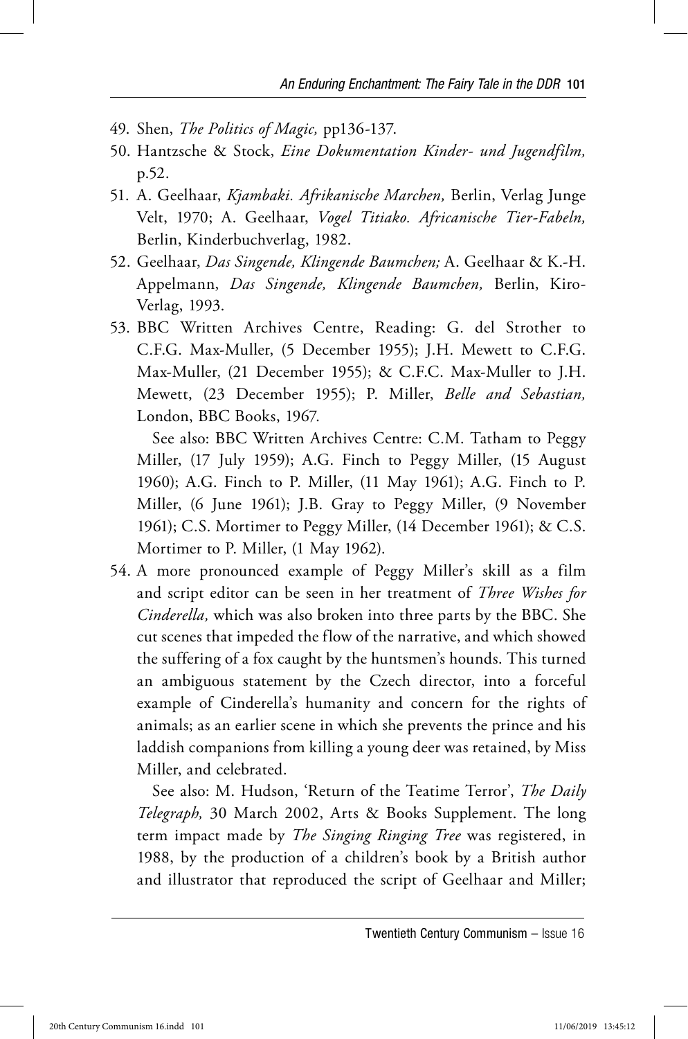49. Shen, *The Politics of Magic,* pp136-137.
50. Hantzsche & Stock, *Eine Dokumentation Kinder- und Jugendfilm,* p.52.
51. A. Geelhaar, *Kjambaki. Afrikanische Marchen,* Berlin, Verlag Junge Velt, 1970; A. Geelhaar, *Vogel Titiako. Africanische Tier-Fabeln,* Berlin, Kinderbuchverlag, 1982.
52. Geelhaar, *Das Singende, Klingende Baumchen;* A. Geelhaar & K.-H. Appelmann, *Das Singende, Klingende Baumchen,* Berlin, Kiro-Verlag, 1993.
53. BBC Written Archives Centre, Reading: G. del Strother to C.F.G. Max-Muller, (5 December 1955); J.H. Mewett to C.F.G. Max-Muller, (21 December 1955); & C.F.C. Max-Muller to J.H. Mewett, (23 December 1955); P. Miller, *Belle and Sebastian,* London, BBC Books, 1967.

    See also: BBC Written Archives Centre: C.M. Tatham to Peggy Miller, (17 July 1959); A.G. Finch to Peggy Miller, (15 August 1960); A.G. Finch to P. Miller, (11 May 1961); A.G. Finch to P. Miller, (6 June 1961); J.B. Gray to Peggy Miller, (9 November 1961); C.S. Mortimer to Peggy Miller, (14 December 1961); & C.S. Mortimer to P. Miller, (1 May 1962).
54. A more pronounced example of Peggy Miller's skill as a film and script editor can be seen in her treatment of *Three Wishes for Cinderella,* which was also broken into three parts by the BBC. She cut scenes that impeded the flow of the narrative, and which showed the suffering of a fox caught by the huntsmen's hounds. This turned an ambiguous statement by the Czech director, into a forceful example of Cinderella's humanity and concern for the rights of animals; as an earlier scene in which she prevents the prince and his laddish companions from killing a young deer was retained, by Miss Miller, and celebrated.

    See also: M. Hudson, 'Return of the Teatime Terror', *The Daily Telegraph,* 30 March 2002, Arts & Books Supplement. The long term impact made by *The Singing Ringing Tree* was registered, in 1988, by the production of a children's book by a British author and illustrator that reproduced the script of Geelhaar and Miller;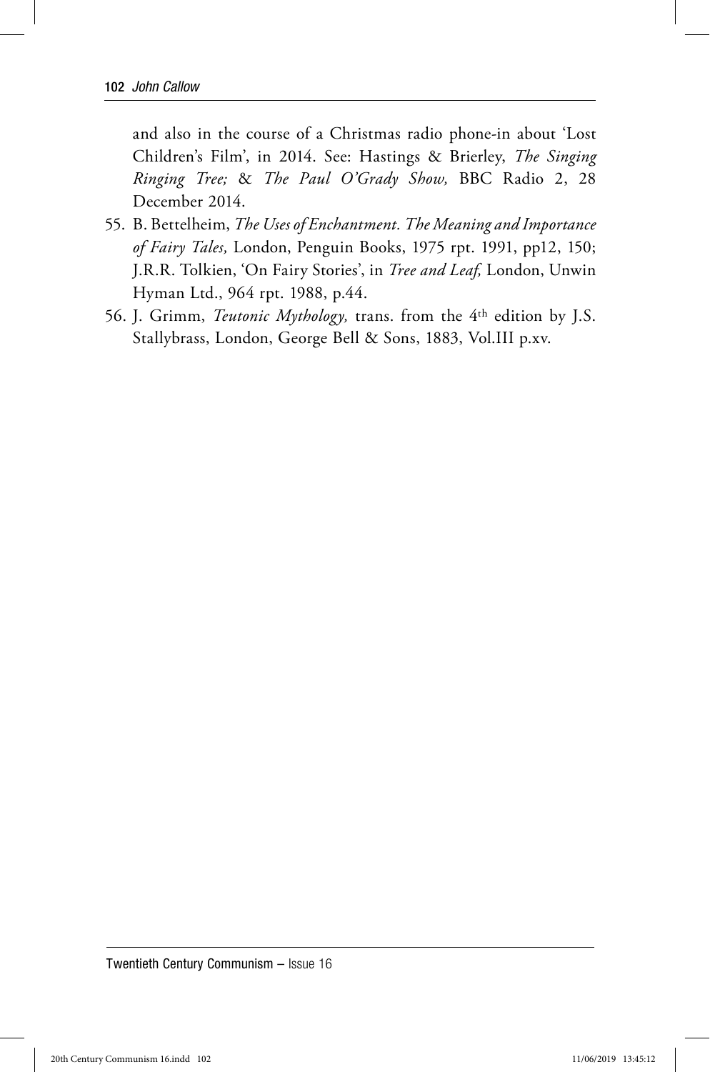and also in the course of a Christmas radio phone-in about 'Lost Children's Film', in 2014. See: Hastings & Brierley, *The Singing Ringing Tree;* & *The Paul O'Grady Show,* BBC Radio 2, 28 December 2014.

55. B. Bettelheim, *The Uses of Enchantment. The Meaning and Importance of Fairy Tales,* London, Penguin Books, 1975 rpt. 1991, pp12, 150; J.R.R. Tolkien, 'On Fairy Stories', in *Tree and Leaf,* London, Unwin Hyman Ltd., 964 rpt. 1988, p.44.
56. J. Grimm, *Teutonic Mythology,* trans. from the 4th edition by J.S. Stallybrass, London, George Bell & Sons, 1883, Vol.III p.xv.